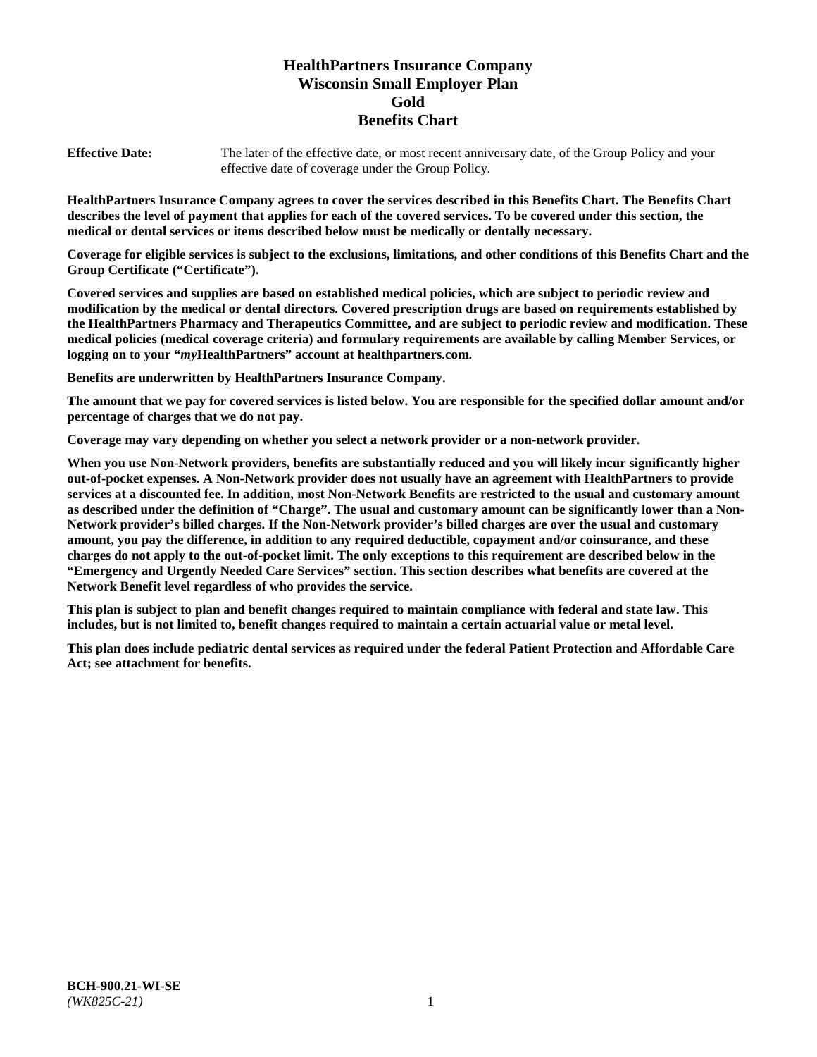# HealthPartners Insurance Company
# Wisconsin Small Employer Plan
# Gold
# Benefits Chart

**Effective Date:** The later of the effective date, or most recent anniversary date, of the Group Policy and your effective date of coverage under the Group Policy.

**HealthPartners Insurance Company agrees to cover the services described in this Benefits Chart. The Benefits Chart describes the level of payment that applies for each of the covered services. To be covered under this section, the medical or dental services or items described below must be medically or dentally necessary.**

**Coverage for eligible services is subject to the exclusions, limitations, and other conditions of this Benefits Chart and the Group Certificate ("Certificate").**

**Covered services and supplies are based on established medical policies, which are subject to periodic review and modification by the medical or dental directors. Covered prescription drugs are based on requirements established by the HealthPartners Pharmacy and Therapeutics Committee, and are subject to periodic review and modification. These medical policies (medical coverage criteria) and formulary requirements are available by calling Member Services, or logging on to your "*my*HealthPartners" account at healthpartners.com.**

**Benefits are underwritten by HealthPartners Insurance Company.**

**The amount that we pay for covered services is listed below. You are responsible for the specified dollar amount and/or percentage of charges that we do not pay.**

**Coverage may vary depending on whether you select a network provider or a non-network provider.**

**When you use Non-Network providers, benefits are substantially reduced and you will likely incur significantly higher out-of-pocket expenses. A Non-Network provider does not usually have an agreement with HealthPartners to provide services at a discounted fee. In addition, most Non-Network Benefits are restricted to the usual and customary amount as described under the definition of "Charge". The usual and customary amount can be significantly lower than a Non-Network provider's billed charges. If the Non-Network provider's billed charges are over the usual and customary amount, you pay the difference, in addition to any required deductible, copayment and/or coinsurance, and these charges do not apply to the out-of-pocket limit. The only exceptions to this requirement are described below in the "Emergency and Urgently Needed Care Services" section. This section describes what benefits are covered at the Network Benefit level regardless of who provides the service.**

**This plan is subject to plan and benefit changes required to maintain compliance with federal and state law. This includes, but is not limited to, benefit changes required to maintain a certain actuarial value or metal level.**

**This plan does include pediatric dental services as required under the federal Patient Protection and Affordable Care Act; see attachment for benefits.**

**BCH-900.21-WI-SE**
*(WK825C-21)*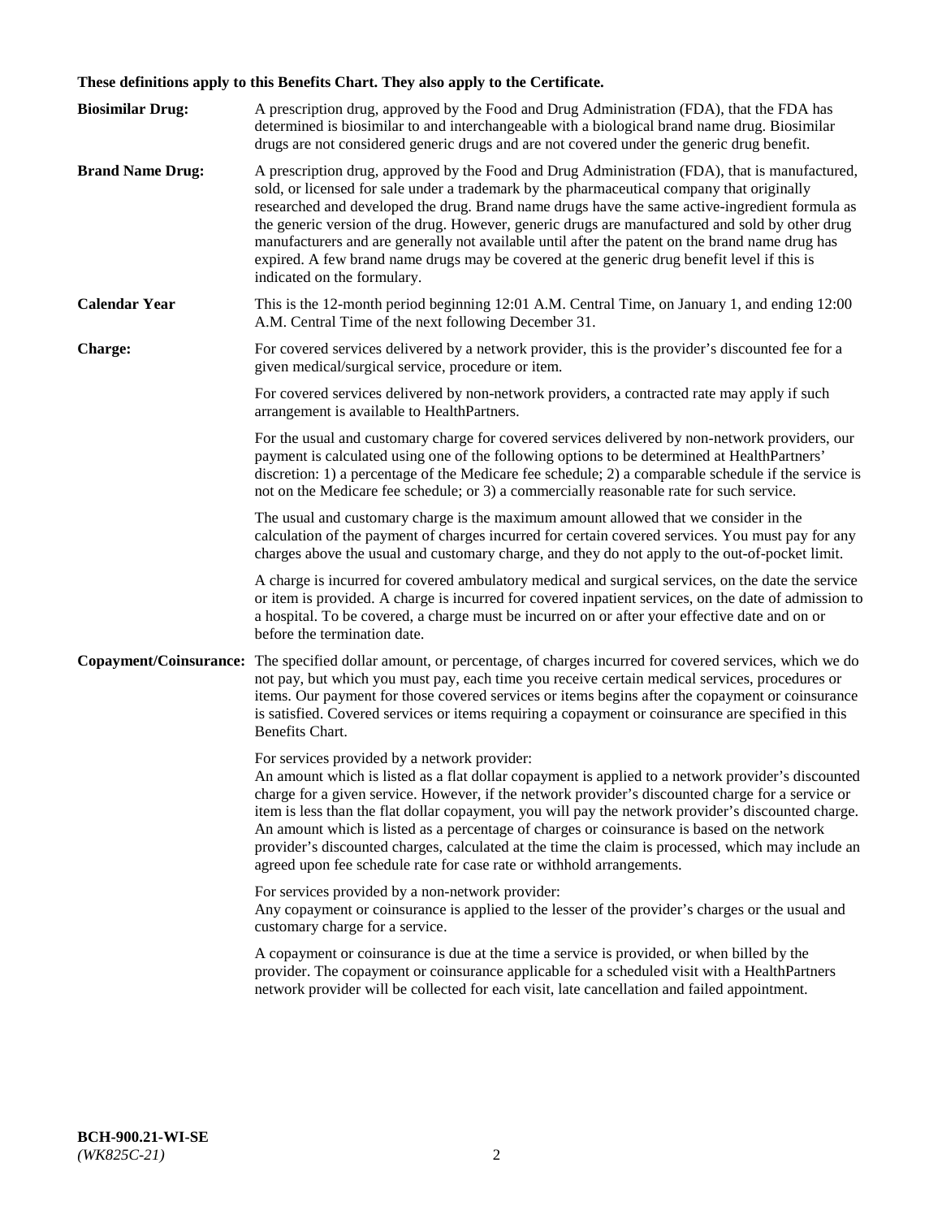**These definitions apply to this Benefits Chart. They also apply to the Certificate.**

**Biosimilar Drug:** A prescription drug, approved by the Food and Drug Administration (FDA), that the FDA has determined is biosimilar to and interchangeable with a biological brand name drug. Biosimilar drugs are not considered generic drugs and are not covered under the generic drug benefit.

**Brand Name Drug:** A prescription drug, approved by the Food and Drug Administration (FDA), that is manufactured, sold, or licensed for sale under a trademark by the pharmaceutical company that originally researched and developed the drug. Brand name drugs have the same active-ingredient formula as the generic version of the drug. However, generic drugs are manufactured and sold by other drug manufacturers and are generally not available until after the patent on the brand name drug has expired. A few brand name drugs may be covered at the generic drug benefit level if this is indicated on the formulary.

**Calendar Year** This is the 12-month period beginning 12:01 A.M. Central Time, on January 1, and ending 12:00 A.M. Central Time of the next following December 31.

**Charge:** For covered services delivered by a network provider, this is the provider's discounted fee for a given medical/surgical service, procedure or item.

For covered services delivered by non-network providers, a contracted rate may apply if such arrangement is available to HealthPartners.

For the usual and customary charge for covered services delivered by non-network providers, our payment is calculated using one of the following options to be determined at HealthPartners' discretion: 1) a percentage of the Medicare fee schedule; 2) a comparable schedule if the service is not on the Medicare fee schedule; or 3) a commercially reasonable rate for such service.

The usual and customary charge is the maximum amount allowed that we consider in the calculation of the payment of charges incurred for certain covered services. You must pay for any charges above the usual and customary charge, and they do not apply to the out-of-pocket limit.

A charge is incurred for covered ambulatory medical and surgical services, on the date the service or item is provided. A charge is incurred for covered inpatient services, on the date of admission to a hospital. To be covered, a charge must be incurred on or after your effective date and on or before the termination date.

**Copayment/Coinsurance:** The specified dollar amount, or percentage, of charges incurred for covered services, which we do not pay, but which you must pay, each time you receive certain medical services, procedures or items. Our payment for those covered services or items begins after the copayment or coinsurance is satisfied. Covered services or items requiring a copayment or coinsurance are specified in this Benefits Chart.

For services provided by a network provider:
An amount which is listed as a flat dollar copayment is applied to a network provider's discounted charge for a given service. However, if the network provider's discounted charge for a service or item is less than the flat dollar copayment, you will pay the network provider's discounted charge. An amount which is listed as a percentage of charges or coinsurance is based on the network provider's discounted charges, calculated at the time the claim is processed, which may include an agreed upon fee schedule rate for case rate or withhold arrangements.

For services provided by a non-network provider:
Any copayment or coinsurance is applied to the lesser of the provider's charges or the usual and customary charge for a service.

A copayment or coinsurance is due at the time a service is provided, or when billed by the provider. The copayment or coinsurance applicable for a scheduled visit with a HealthPartners network provider will be collected for each visit, late cancellation and failed appointment.

**BCH-900.21-WI-SE**
*(WK825C-21)*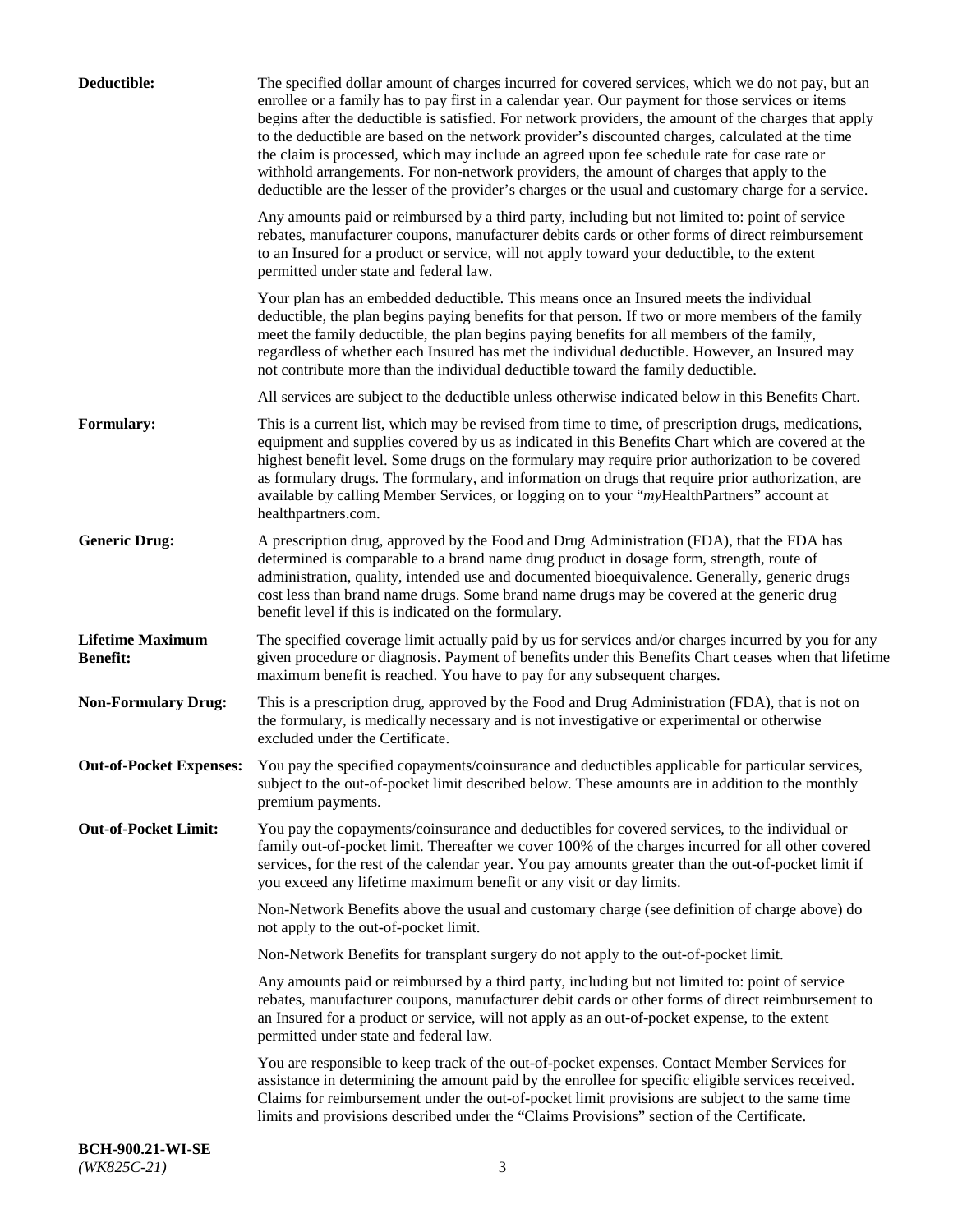**Deductible:** The specified dollar amount of charges incurred for covered services, which we do not pay, but an enrollee or a family has to pay first in a calendar year. Our payment for those services or items begins after the deductible is satisfied. For network providers, the amount of the charges that apply to the deductible are based on the network provider's discounted charges, calculated at the time the claim is processed, which may include an agreed upon fee schedule rate for case rate or withhold arrangements. For non-network providers, the amount of charges that apply to the deductible are the lesser of the provider's charges or the usual and customary charge for a service.

Any amounts paid or reimbursed by a third party, including but not limited to: point of service rebates, manufacturer coupons, manufacturer debits cards or other forms of direct reimbursement to an Insured for a product or service, will not apply toward your deductible, to the extent permitted under state and federal law.

Your plan has an embedded deductible. This means once an Insured meets the individual deductible, the plan begins paying benefits for that person. If two or more members of the family meet the family deductible, the plan begins paying benefits for all members of the family, regardless of whether each Insured has met the individual deductible. However, an Insured may not contribute more than the individual deductible toward the family deductible.

All services are subject to the deductible unless otherwise indicated below in this Benefits Chart.

**Formulary:** This is a current list, which may be revised from time to time, of prescription drugs, medications, equipment and supplies covered by us as indicated in this Benefits Chart which are covered at the highest benefit level. Some drugs on the formulary may require prior authorization to be covered as formulary drugs. The formulary, and information on drugs that require prior authorization, are available by calling Member Services, or logging on to your "*my*HealthPartners" account at healthpartners.com.

**Generic Drug:** A prescription drug, approved by the Food and Drug Administration (FDA), that the FDA has determined is comparable to a brand name drug product in dosage form, strength, route of administration, quality, intended use and documented bioequivalence. Generally, generic drugs cost less than brand name drugs. Some brand name drugs may be covered at the generic drug benefit level if this is indicated on the formulary.

**Lifetime Maximum Benefit:** The specified coverage limit actually paid by us for services and/or charges incurred by you for any given procedure or diagnosis. Payment of benefits under this Benefits Chart ceases when that lifetime maximum benefit is reached. You have to pay for any subsequent charges.

**Non-Formulary Drug:** This is a prescription drug, approved by the Food and Drug Administration (FDA), that is not on the formulary, is medically necessary and is not investigative or experimental or otherwise excluded under the Certificate.

**Out-of-Pocket Expenses:** You pay the specified copayments/coinsurance and deductibles applicable for particular services, subject to the out-of-pocket limit described below. These amounts are in addition to the monthly premium payments.

**Out-of-Pocket Limit:** You pay the copayments/coinsurance and deductibles for covered services, to the individual or family out-of-pocket limit. Thereafter we cover 100% of the charges incurred for all other covered services, for the rest of the calendar year. You pay amounts greater than the out-of-pocket limit if you exceed any lifetime maximum benefit or any visit or day limits.

Non-Network Benefits above the usual and customary charge (see definition of charge above) do not apply to the out-of-pocket limit.

Non-Network Benefits for transplant surgery do not apply to the out-of-pocket limit.

Any amounts paid or reimbursed by a third party, including but not limited to: point of service rebates, manufacturer coupons, manufacturer debit cards or other forms of direct reimbursement to an Insured for a product or service, will not apply as an out-of-pocket expense, to the extent permitted under state and federal law.

You are responsible to keep track of the out-of-pocket expenses. Contact Member Services for assistance in determining the amount paid by the enrollee for specific eligible services received. Claims for reimbursement under the out-of-pocket limit provisions are subject to the same time limits and provisions described under the "Claims Provisions" section of the Certificate.

**BCH-900.21-WI-SE**
*(WK825C-21)*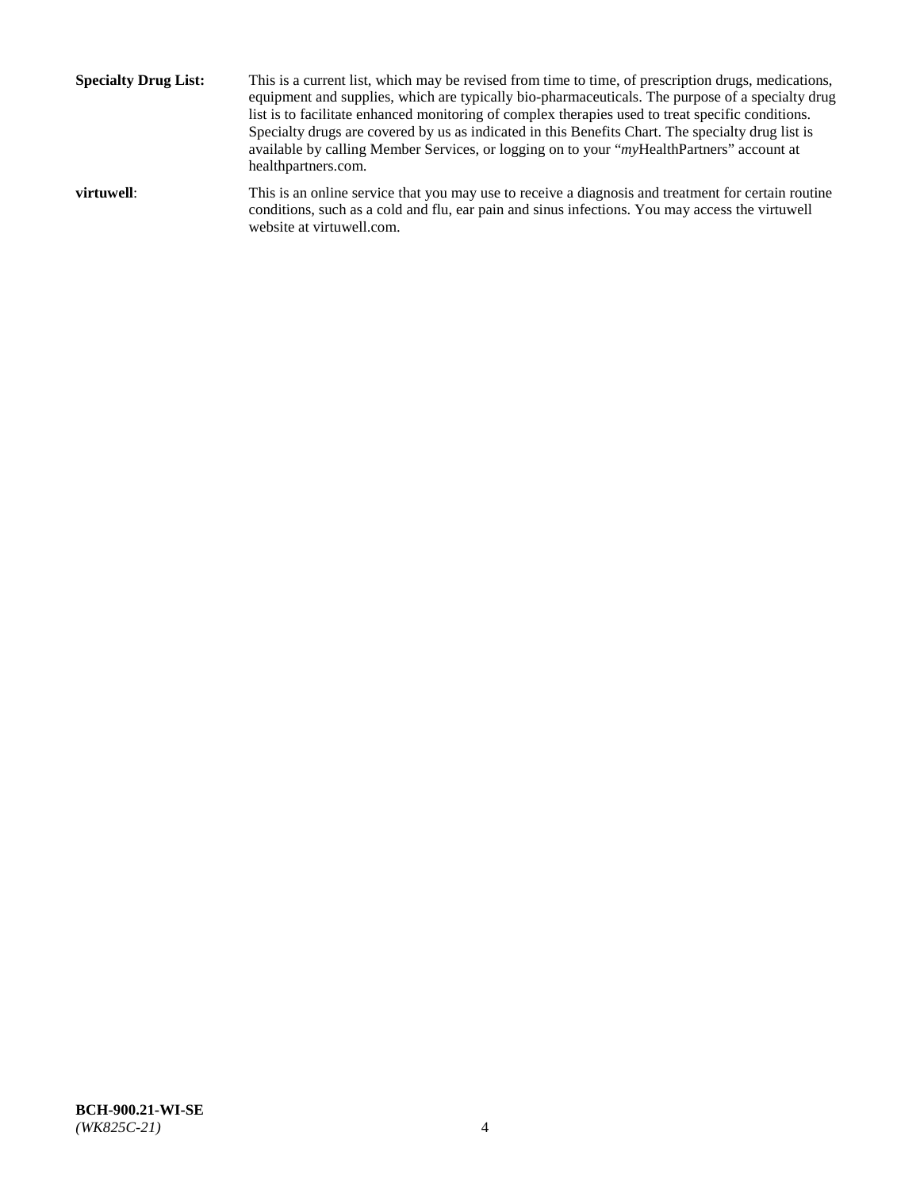**Specialty Drug List:** This is a current list, which may be revised from time to time, of prescription drugs, medications, equipment and supplies, which are typically bio-pharmaceuticals. The purpose of a specialty drug list is to facilitate enhanced monitoring of complex therapies used to treat specific conditions. Specialty drugs are covered by us as indicated in this Benefits Chart. The specialty drug list is available by calling Member Services, or logging on to your "*my*HealthPartners" account at healthpartners.com.

**virtuwell**: This is an online service that you may use to receive a diagnosis and treatment for certain routine conditions, such as a cold and flu, ear pain and sinus infections. You may access the virtuwell website at virtuwell.com.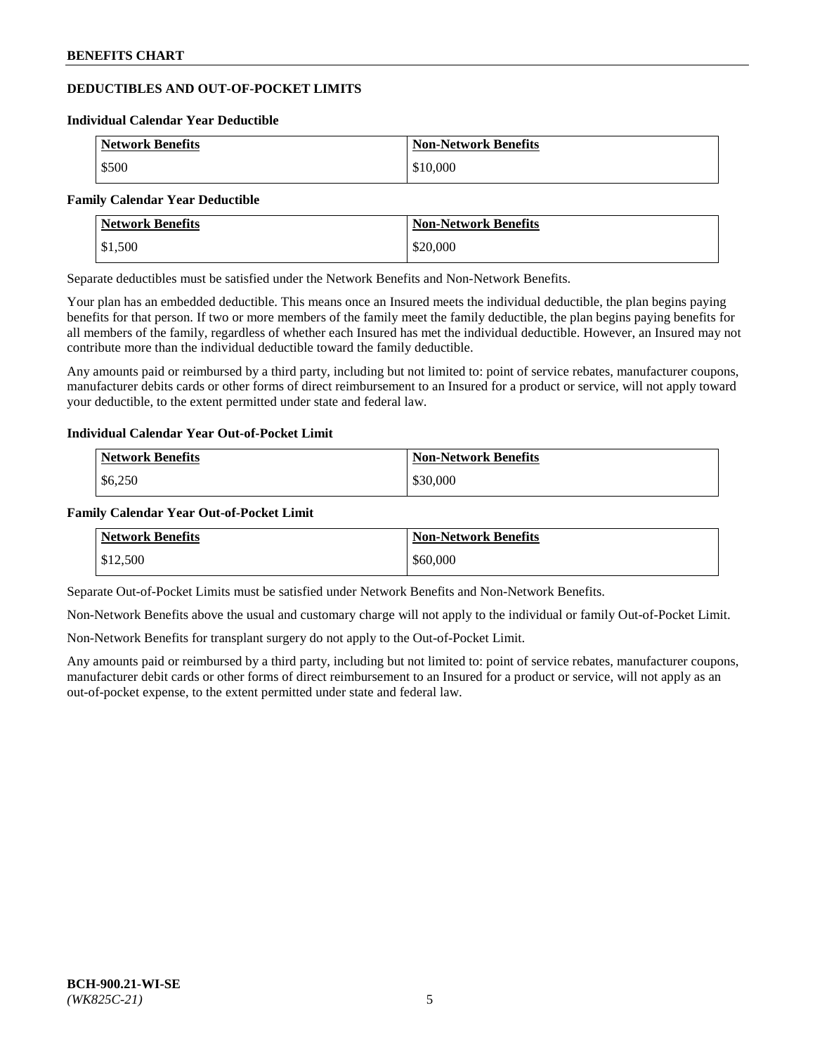## DEDUCTIBLES AND OUT-OF-POCKET LIMITS

### Individual Calendar Year Deductible

| Network Benefits | Non-Network Benefits |
|---|---|
| $500 | $10,000 |

### Family Calendar Year Deductible

| Network Benefits | Non-Network Benefits |
|---|---|
| $1,500 | $20,000 |

Separate deductibles must be satisfied under the Network Benefits and Non-Network Benefits.

Your plan has an embedded deductible. This means once an Insured meets the individual deductible, the plan begins paying benefits for that person. If two or more members of the family meet the family deductible, the plan begins paying benefits for all members of the family, regardless of whether each Insured has met the individual deductible. However, an Insured may not contribute more than the individual deductible toward the family deductible.

Any amounts paid or reimbursed by a third party, including but not limited to: point of service rebates, manufacturer coupons, manufacturer debits cards or other forms of direct reimbursement to an Insured for a product or service, will not apply toward your deductible, to the extent permitted under state and federal law.

### Individual Calendar Year Out-of-Pocket Limit

| Network Benefits | Non-Network Benefits |
|---|---|
| $6,250 | $30,000 |

### Family Calendar Year Out-of-Pocket Limit

| Network Benefits | Non-Network Benefits |
|---|---|
| $12,500 | $60,000 |

Separate Out-of-Pocket Limits must be satisfied under Network Benefits and Non-Network Benefits.

Non-Network Benefits above the usual and customary charge will not apply to the individual or family Out-of-Pocket Limit.

Non-Network Benefits for transplant surgery do not apply to the Out-of-Pocket Limit.

Any amounts paid or reimbursed by a third party, including but not limited to: point of service rebates, manufacturer coupons, manufacturer debit cards or other forms of direct reimbursement to an Insured for a product or service, will not apply as an out-of-pocket expense, to the extent permitted under state and federal law.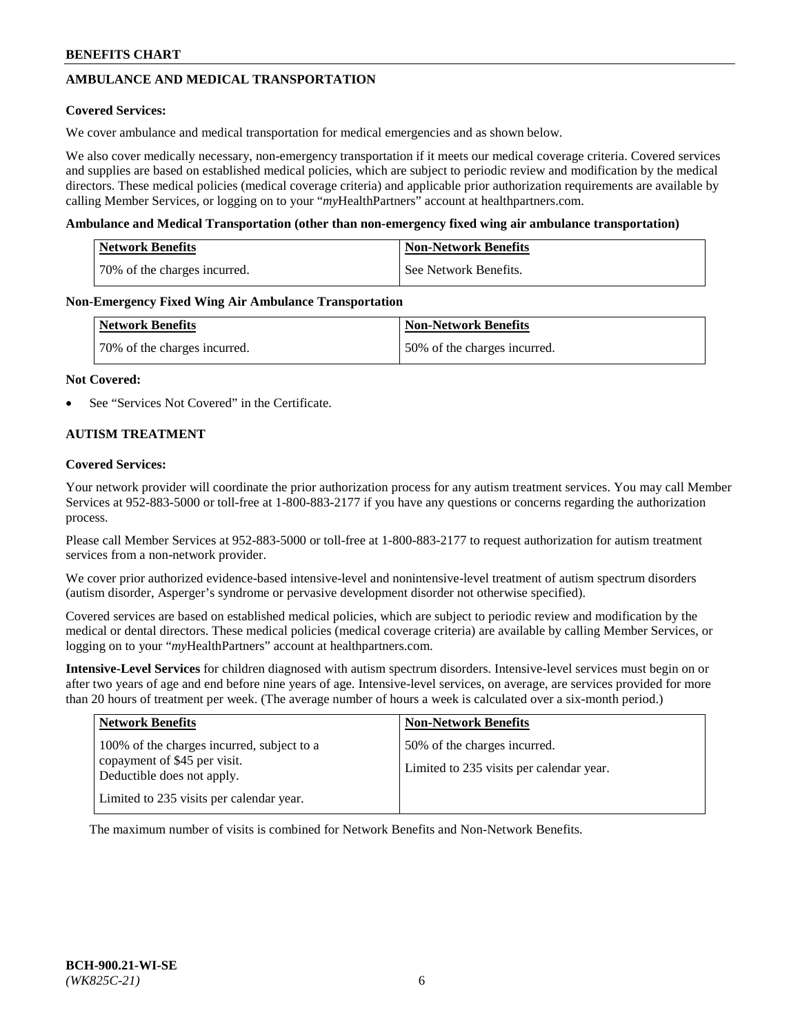## AMBULANCE AND MEDICAL TRANSPORTATION

**Covered Services:**

We cover ambulance and medical transportation for medical emergencies and as shown below.

We also cover medically necessary, non-emergency transportation if it meets our medical coverage criteria. Covered services and supplies are based on established medical policies, which are subject to periodic review and modification by the medical directors. These medical policies (medical coverage criteria) and applicable prior authorization requirements are available by calling Member Services, or logging on to your "*my*HealthPartners" account at healthpartners.com.

**Ambulance and Medical Transportation (other than non-emergency fixed wing air ambulance transportation)**

| Network Benefits | Non-Network Benefits |
|---|---|
| 70% of the charges incurred. | See Network Benefits. |

**Non-Emergency Fixed Wing Air Ambulance Transportation**

| Network Benefits | Non-Network Benefits |
|---|---|
| 70% of the charges incurred. | 50% of the charges incurred. |

**Not Covered:**

- See "Services Not Covered" in the Certificate.

## AUTISM TREATMENT

**Covered Services:**

Your network provider will coordinate the prior authorization process for any autism treatment services. You may call Member Services at 952-883-5000 or toll-free at 1-800-883-2177 if you have any questions or concerns regarding the authorization process.

Please call Member Services at 952-883-5000 or toll-free at 1-800-883-2177 to request authorization for autism treatment services from a non-network provider.

We cover prior authorized evidence-based intensive-level and nonintensive-level treatment of autism spectrum disorders (autism disorder, Asperger's syndrome or pervasive development disorder not otherwise specified).

Covered services are based on established medical policies, which are subject to periodic review and modification by the medical or dental directors. These medical policies (medical coverage criteria) are available by calling Member Services, or logging on to your "*my*HealthPartners" account at healthpartners.com.

**Intensive-Level Services** for children diagnosed with autism spectrum disorders. Intensive-level services must begin on or after two years of age and end before nine years of age. Intensive-level services, on average, are services provided for more than 20 hours of treatment per week. (The average number of hours a week is calculated over a six-month period.)

| Network Benefits | Non-Network Benefits |
|---|---|
| 100% of the charges incurred, subject to a copayment of $45 per visit. Deductible does not apply.<br><br>Limited to 235 visits per calendar year. | 50% of the charges incurred.<br><br>Limited to 235 visits per calendar year. |

The maximum number of visits is combined for Network Benefits and Non-Network Benefits.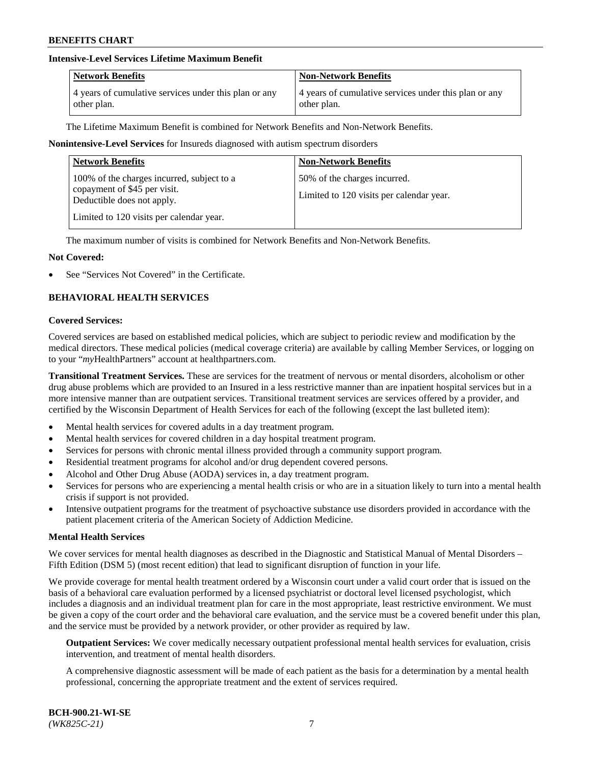**Intensive-Level Services Lifetime Maximum Benefit**

| Network Benefits | Non-Network Benefits |
| --- | --- |
| 4 years of cumulative services under this plan or any other plan. | 4 years of cumulative services under this plan or any other plan. |

The Lifetime Maximum Benefit is combined for Network Benefits and Non-Network Benefits.

**Nonintensive-Level Services** for Insureds diagnosed with autism spectrum disorders

| Network Benefits | Non-Network Benefits |
| --- | --- |
| 100% of the charges incurred, subject to a copayment of $45 per visit. Deductible does not apply.<br><br>Limited to 120 visits per calendar year. | 50% of the charges incurred.<br><br>Limited to 120 visits per calendar year. |

The maximum number of visits is combined for Network Benefits and Non-Network Benefits.

**Not Covered:**

- See "Services Not Covered" in the Certificate.

## BEHAVIORAL HEALTH SERVICES

**Covered Services:**

Covered services are based on established medical policies, which are subject to periodic review and modification by the medical directors. These medical policies (medical coverage criteria) are available by calling Member Services, or logging on to your "*my*HealthPartners" account at healthpartners.com.

**Transitional Treatment Services.** These are services for the treatment of nervous or mental disorders, alcoholism or other drug abuse problems which are provided to an Insured in a less restrictive manner than are inpatient hospital services but in a more intensive manner than are outpatient services. Transitional treatment services are services offered by a provider, and certified by the Wisconsin Department of Health Services for each of the following (except the last bulleted item):

- Mental health services for covered adults in a day treatment program.
- Mental health services for covered children in a day hospital treatment program.
- Services for persons with chronic mental illness provided through a community support program.
- Residential treatment programs for alcohol and/or drug dependent covered persons.
- Alcohol and Other Drug Abuse (AODA) services in, a day treatment program.
- Services for persons who are experiencing a mental health crisis or who are in a situation likely to turn into a mental health crisis if support is not provided.
- Intensive outpatient programs for the treatment of psychoactive substance use disorders provided in accordance with the patient placement criteria of the American Society of Addiction Medicine.

**Mental Health Services**

We cover services for mental health diagnoses as described in the Diagnostic and Statistical Manual of Mental Disorders – Fifth Edition (DSM 5) (most recent edition) that lead to significant disruption of function in your life.

We provide coverage for mental health treatment ordered by a Wisconsin court under a valid court order that is issued on the basis of a behavioral care evaluation performed by a licensed psychiatrist or doctoral level licensed psychologist, which includes a diagnosis and an individual treatment plan for care in the most appropriate, least restrictive environment. We must be given a copy of the court order and the behavioral care evaluation, and the service must be a covered benefit under this plan, and the service must be provided by a network provider, or other provider as required by law.

**Outpatient Services:** We cover medically necessary outpatient professional mental health services for evaluation, crisis intervention, and treatment of mental health disorders.

A comprehensive diagnostic assessment will be made of each patient as the basis for a determination by a mental health professional, concerning the appropriate treatment and the extent of services required.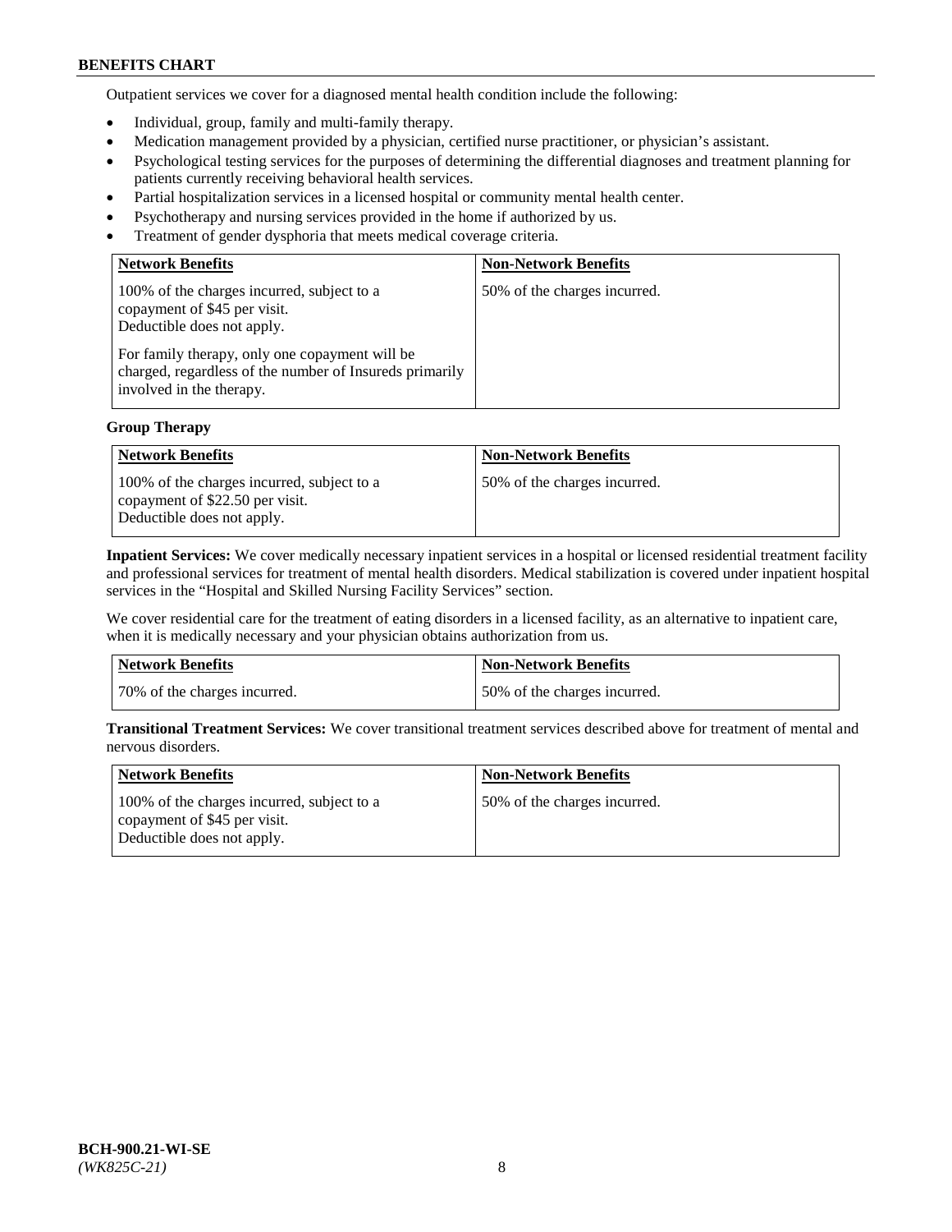Outpatient services we cover for a diagnosed mental health condition include the following:

- Individual, group, family and multi-family therapy.
- Medication management provided by a physician, certified nurse practitioner, or physician's assistant.
- Psychological testing services for the purposes of determining the differential diagnoses and treatment planning for patients currently receiving behavioral health services.
- Partial hospitalization services in a licensed hospital or community mental health center.
- Psychotherapy and nursing services provided in the home if authorized by us.
- Treatment of gender dysphoria that meets medical coverage criteria.

| Network Benefits | Non-Network Benefits |
|---|---|
| 100% of the charges incurred, subject to a copayment of $45 per visit. Deductible does not apply.<br><br>For family therapy, only one copayment will be charged, regardless of the number of Insureds primarily involved in the therapy. | 50% of the charges incurred. |

**Group Therapy**

| Network Benefits | Non-Network Benefits |
|---|---|
| 100% of the charges incurred, subject to a copayment of $22.50 per visit. Deductible does not apply. | 50% of the charges incurred. |

**Inpatient Services:** We cover medically necessary inpatient services in a hospital or licensed residential treatment facility and professional services for treatment of mental health disorders. Medical stabilization is covered under inpatient hospital services in the "Hospital and Skilled Nursing Facility Services" section.

We cover residential care for the treatment of eating disorders in a licensed facility, as an alternative to inpatient care, when it is medically necessary and your physician obtains authorization from us.

| Network Benefits | Non-Network Benefits |
|---|---|
| 70% of the charges incurred. | 50% of the charges incurred. |

**Transitional Treatment Services:** We cover transitional treatment services described above for treatment of mental and nervous disorders.

| Network Benefits | Non-Network Benefits |
|---|---|
| 100% of the charges incurred, subject to a copayment of $45 per visit. Deductible does not apply. | 50% of the charges incurred. |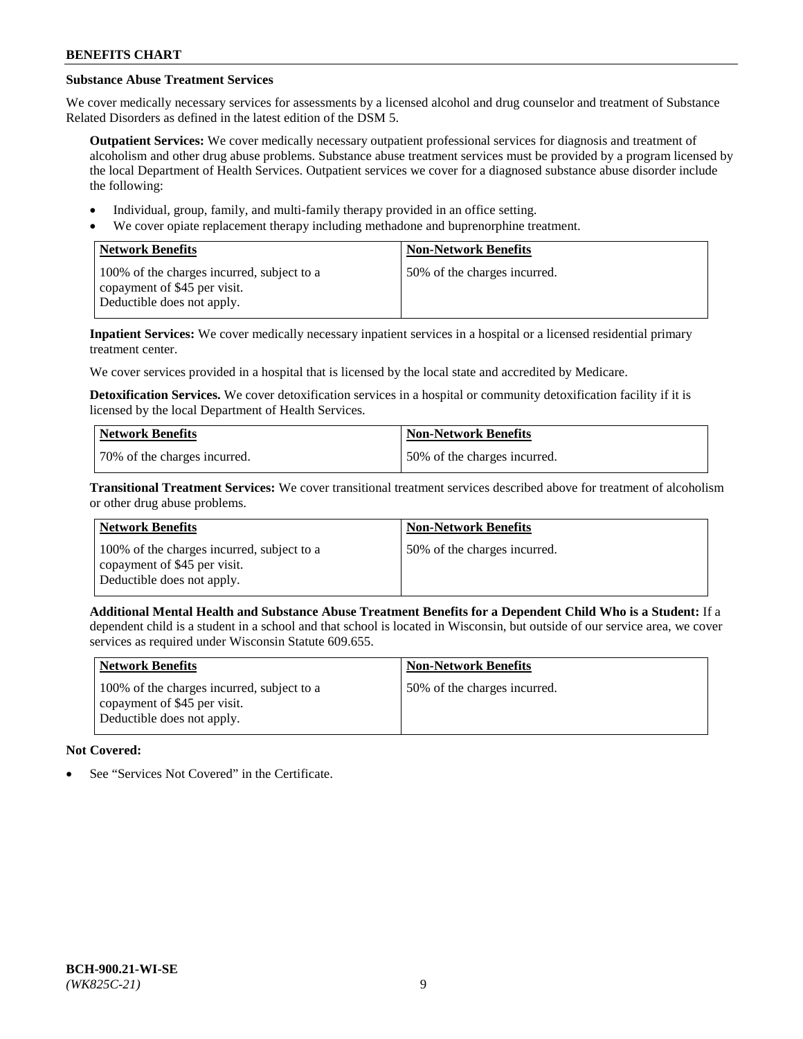### Substance Abuse Treatment Services

We cover medically necessary services for assessments by a licensed alcohol and drug counselor and treatment of Substance Related Disorders as defined in the latest edition of the DSM 5.

**Outpatient Services:** We cover medically necessary outpatient professional services for diagnosis and treatment of alcoholism and other drug abuse problems. Substance abuse treatment services must be provided by a program licensed by the local Department of Health Services. Outpatient services we cover for a diagnosed substance abuse disorder include the following:

- Individual, group, family, and multi-family therapy provided in an office setting.
- We cover opiate replacement therapy including methadone and buprenorphine treatment.

| Network Benefits | Non-Network Benefits |
| --- | --- |
| 100% of the charges incurred, subject to a copayment of $45 per visit. Deductible does not apply. | 50% of the charges incurred. |

**Inpatient Services:** We cover medically necessary inpatient services in a hospital or a licensed residential primary treatment center.

We cover services provided in a hospital that is licensed by the local state and accredited by Medicare.

**Detoxification Services.** We cover detoxification services in a hospital or community detoxification facility if it is licensed by the local Department of Health Services.

| Network Benefits | Non-Network Benefits |
| --- | --- |
| 70% of the charges incurred. | 50% of the charges incurred. |

**Transitional Treatment Services:** We cover transitional treatment services described above for treatment of alcoholism or other drug abuse problems.

| Network Benefits | Non-Network Benefits |
| --- | --- |
| 100% of the charges incurred, subject to a copayment of $45 per visit. Deductible does not apply. | 50% of the charges incurred. |

**Additional Mental Health and Substance Abuse Treatment Benefits for a Dependent Child Who is a Student:** If a dependent child is a student in a school and that school is located in Wisconsin, but outside of our service area, we cover services as required under Wisconsin Statute 609.655.

| Network Benefits | Non-Network Benefits |
| --- | --- |
| 100% of the charges incurred, subject to a copayment of $45 per visit. Deductible does not apply. | 50% of the charges incurred. |

**Not Covered:**

- See "Services Not Covered" in the Certificate.

BCH-900.21-WI-SE
*(WK825C-21)*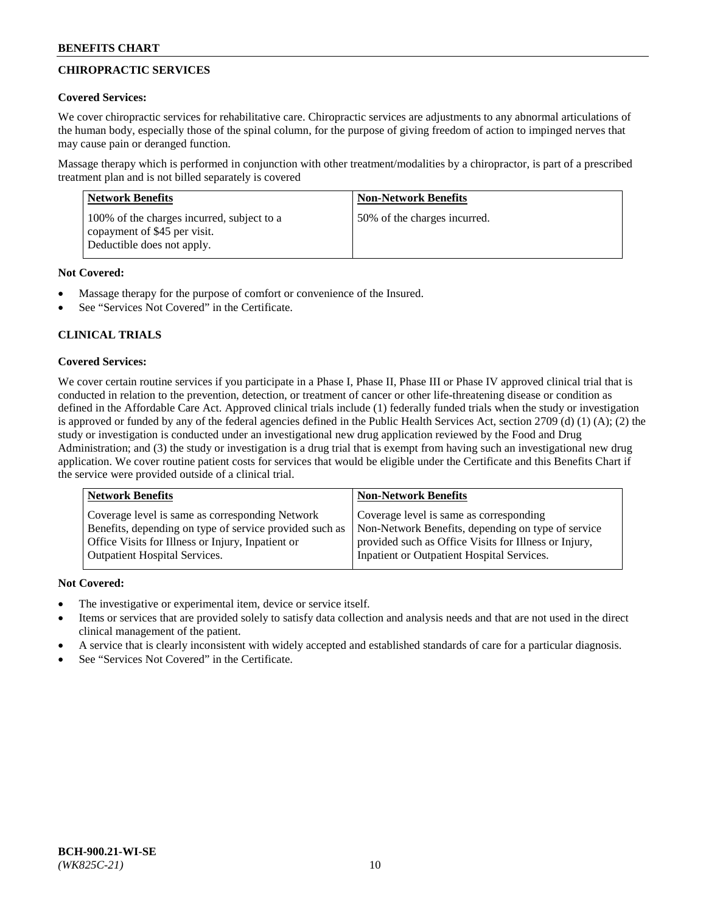## CHIROPRACTIC SERVICES

**Covered Services:**

We cover chiropractic services for rehabilitative care. Chiropractic services are adjustments to any abnormal articulations of the human body, especially those of the spinal column, for the purpose of giving freedom of action to impinged nerves that may cause pain or deranged function.

Massage therapy which is performed in conjunction with other treatment/modalities by a chiropractor, is part of a prescribed treatment plan and is not billed separately is covered

| Network Benefits | Non-Network Benefits |
|---|---|
| 100% of the charges incurred, subject to a copayment of $45 per visit. Deductible does not apply. | 50% of the charges incurred. |

**Not Covered:**

- Massage therapy for the purpose of comfort or convenience of the Insured.
- See "Services Not Covered" in the Certificate.

## CLINICAL TRIALS

**Covered Services:**

We cover certain routine services if you participate in a Phase I, Phase II, Phase III or Phase IV approved clinical trial that is conducted in relation to the prevention, detection, or treatment of cancer or other life-threatening disease or condition as defined in the Affordable Care Act. Approved clinical trials include (1) federally funded trials when the study or investigation is approved or funded by any of the federal agencies defined in the Public Health Services Act, section 2709 (d) (1) (A); (2) the study or investigation is conducted under an investigational new drug application reviewed by the Food and Drug Administration; and (3) the study or investigation is a drug trial that is exempt from having such an investigational new drug application. We cover routine patient costs for services that would be eligible under the Certificate and this Benefits Chart if the service were provided outside of a clinical trial.

| Network Benefits | Non-Network Benefits |
|---|---|
| Coverage level is same as corresponding Network Benefits, depending on type of service provided such as Office Visits for Illness or Injury, Inpatient or Outpatient Hospital Services. | Coverage level is same as corresponding Non-Network Benefits, depending on type of service provided such as Office Visits for Illness or Injury, Inpatient or Outpatient Hospital Services. |

**Not Covered:**

- The investigative or experimental item, device or service itself.
- Items or services that are provided solely to satisfy data collection and analysis needs and that are not used in the direct clinical management of the patient.
- A service that is clearly inconsistent with widely accepted and established standards of care for a particular diagnosis.
- See "Services Not Covered" in the Certificate.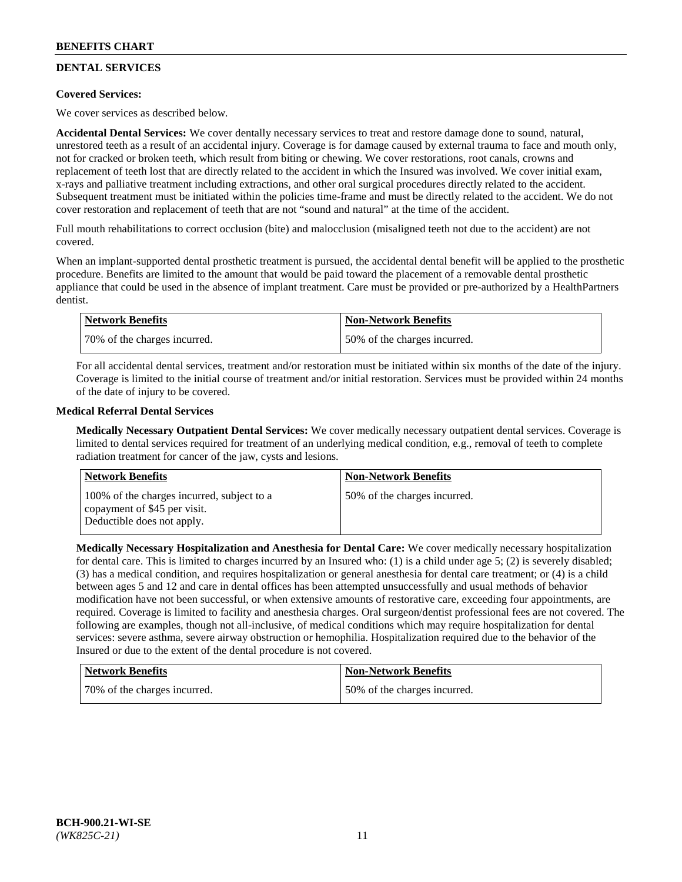## DENTAL SERVICES

**Covered Services:**

We cover services as described below.

**Accidental Dental Services:** We cover dentally necessary services to treat and restore damage done to sound, natural, unrestored teeth as a result of an accidental injury. Coverage is for damage caused by external trauma to face and mouth only, not for cracked or broken teeth, which result from biting or chewing. We cover restorations, root canals, crowns and replacement of teeth lost that are directly related to the accident in which the Insured was involved. We cover initial exam, x-rays and palliative treatment including extractions, and other oral surgical procedures directly related to the accident. Subsequent treatment must be initiated within the policies time-frame and must be directly related to the accident. We do not cover restoration and replacement of teeth that are not "sound and natural" at the time of the accident.

Full mouth rehabilitations to correct occlusion (bite) and malocclusion (misaligned teeth not due to the accident) are not covered.

When an implant-supported dental prosthetic treatment is pursued, the accidental dental benefit will be applied to the prosthetic procedure. Benefits are limited to the amount that would be paid toward the placement of a removable dental prosthetic appliance that could be used in the absence of implant treatment. Care must be provided or pre-authorized by a HealthPartners dentist.

| Network Benefits | Non-Network Benefits |
|---|---|
| 70% of the charges incurred. | 50% of the charges incurred. |

For all accidental dental services, treatment and/or restoration must be initiated within six months of the date of the injury. Coverage is limited to the initial course of treatment and/or initial restoration. Services must be provided within 24 months of the date of injury to be covered.

**Medical Referral Dental Services**

**Medically Necessary Outpatient Dental Services:** We cover medically necessary outpatient dental services. Coverage is limited to dental services required for treatment of an underlying medical condition, e.g., removal of teeth to complete radiation treatment for cancer of the jaw, cysts and lesions.

| Network Benefits | Non-Network Benefits |
|---|---|
| 100% of the charges incurred, subject to a copayment of $45 per visit. Deductible does not apply. | 50% of the charges incurred. |

**Medically Necessary Hospitalization and Anesthesia for Dental Care:** We cover medically necessary hospitalization for dental care. This is limited to charges incurred by an Insured who: (1) is a child under age 5; (2) is severely disabled; (3) has a medical condition, and requires hospitalization or general anesthesia for dental care treatment; or (4) is a child between ages 5 and 12 and care in dental offices has been attempted unsuccessfully and usual methods of behavior modification have not been successful, or when extensive amounts of restorative care, exceeding four appointments, are required. Coverage is limited to facility and anesthesia charges. Oral surgeon/dentist professional fees are not covered. The following are examples, though not all-inclusive, of medical conditions which may require hospitalization for dental services: severe asthma, severe airway obstruction or hemophilia. Hospitalization required due to the behavior of the Insured or due to the extent of the dental procedure is not covered.

| Network Benefits | Non-Network Benefits |
|---|---|
| 70% of the charges incurred. | 50% of the charges incurred. |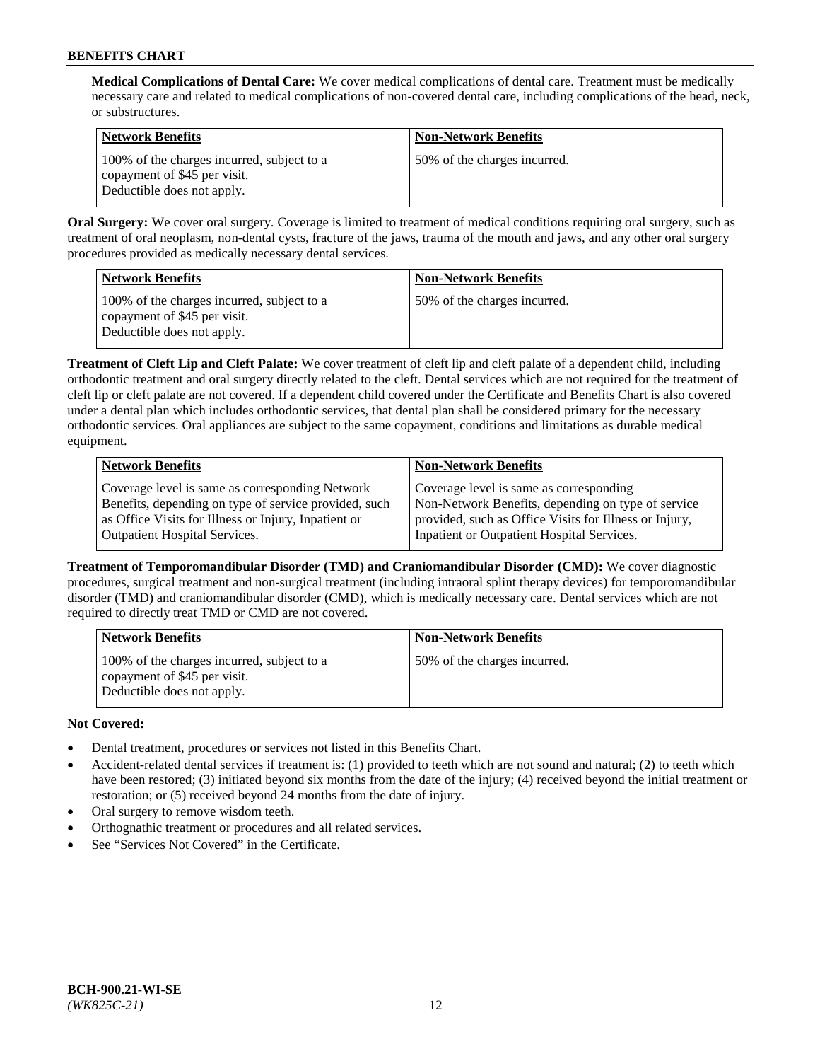**Medical Complications of Dental Care:** We cover medical complications of dental care. Treatment must be medically necessary care and related to medical complications of non-covered dental care, including complications of the head, neck, or substructures.

| Network Benefits | Non-Network Benefits |
| --- | --- |
| 100% of the charges incurred, subject to a copayment of $45 per visit. Deductible does not apply. | 50% of the charges incurred. |

**Oral Surgery:** We cover oral surgery. Coverage is limited to treatment of medical conditions requiring oral surgery, such as treatment of oral neoplasm, non-dental cysts, fracture of the jaws, trauma of the mouth and jaws, and any other oral surgery procedures provided as medically necessary dental services.

| Network Benefits | Non-Network Benefits |
| --- | --- |
| 100% of the charges incurred, subject to a copayment of $45 per visit. Deductible does not apply. | 50% of the charges incurred. |

**Treatment of Cleft Lip and Cleft Palate:** We cover treatment of cleft lip and cleft palate of a dependent child, including orthodontic treatment and oral surgery directly related to the cleft. Dental services which are not required for the treatment of cleft lip or cleft palate are not covered. If a dependent child covered under the Certificate and Benefits Chart is also covered under a dental plan which includes orthodontic services, that dental plan shall be considered primary for the necessary orthodontic services. Oral appliances are subject to the same copayment, conditions and limitations as durable medical equipment.

| Network Benefits | Non-Network Benefits |
| --- | --- |
| Coverage level is same as corresponding Network Benefits, depending on type of service provided, such as Office Visits for Illness or Injury, Inpatient or Outpatient Hospital Services. | Coverage level is same as corresponding Non-Network Benefits, depending on type of service provided, such as Office Visits for Illness or Injury, Inpatient or Outpatient Hospital Services. |

**Treatment of Temporomandibular Disorder (TMD) and Craniomandibular Disorder (CMD):** We cover diagnostic procedures, surgical treatment and non-surgical treatment (including intraoral splint therapy devices) for temporomandibular disorder (TMD) and craniomandibular disorder (CMD), which is medically necessary care. Dental services which are not required to directly treat TMD or CMD are not covered.

| Network Benefits | Non-Network Benefits |
| --- | --- |
| 100% of the charges incurred, subject to a copayment of $45 per visit. Deductible does not apply. | 50% of the charges incurred. |

**Not Covered:**

- Dental treatment, procedures or services not listed in this Benefits Chart.
- Accident-related dental services if treatment is: (1) provided to teeth which are not sound and natural; (2) to teeth which have been restored; (3) initiated beyond six months from the date of the injury; (4) received beyond the initial treatment or restoration; or (5) received beyond 24 months from the date of injury.
- Oral surgery to remove wisdom teeth.
- Orthognathic treatment or procedures and all related services.
- See "Services Not Covered" in the Certificate.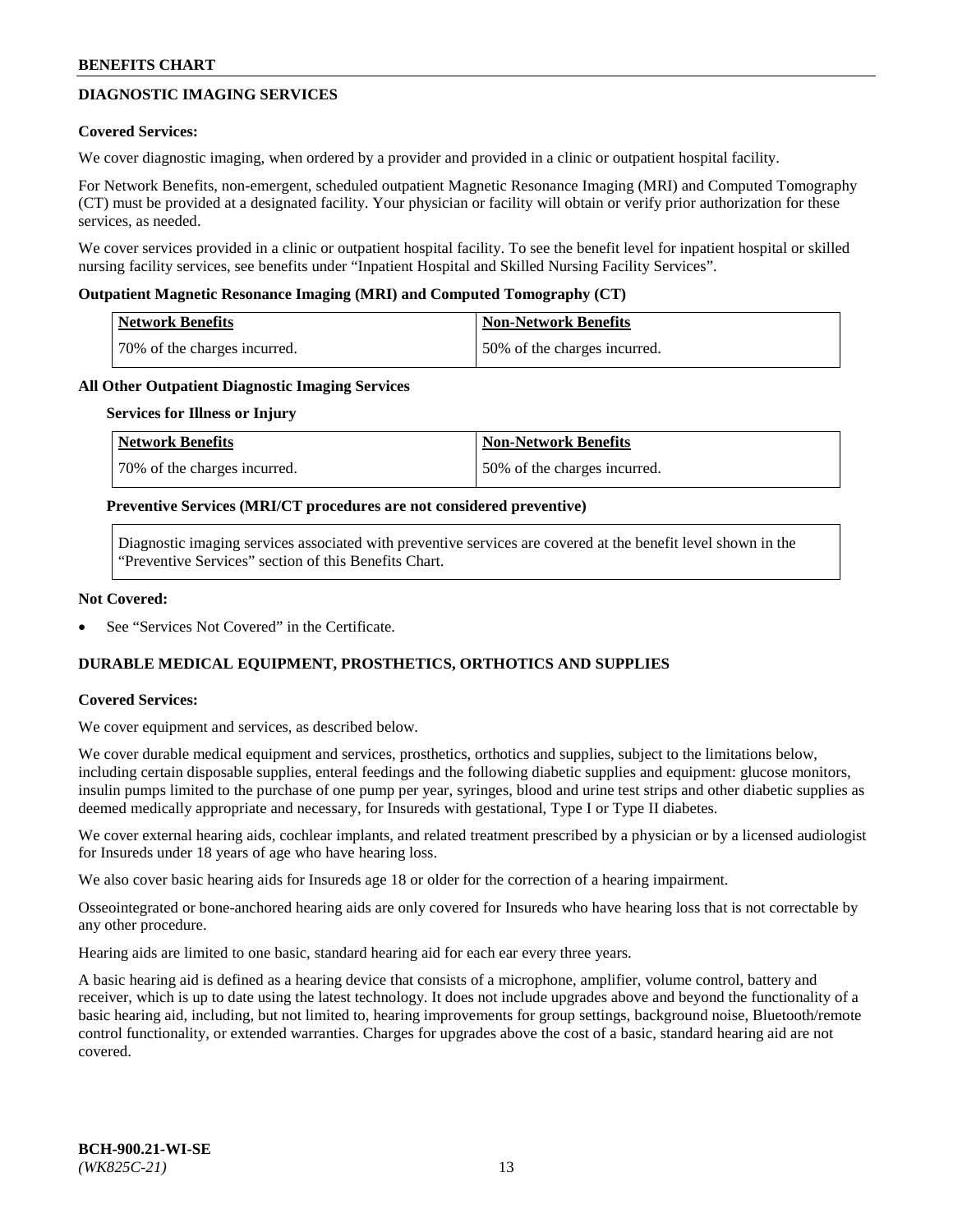## DIAGNOSTIC IMAGING SERVICES

**Covered Services:**

We cover diagnostic imaging, when ordered by a provider and provided in a clinic or outpatient hospital facility.

For Network Benefits, non-emergent, scheduled outpatient Magnetic Resonance Imaging (MRI) and Computed Tomography (CT) must be provided at a designated facility. Your physician or facility will obtain or verify prior authorization for these services, as needed.

We cover services provided in a clinic or outpatient hospital facility. To see the benefit level for inpatient hospital or skilled nursing facility services, see benefits under "Inpatient Hospital and Skilled Nursing Facility Services".

**Outpatient Magnetic Resonance Imaging (MRI) and Computed Tomography (CT)**

| Network Benefits | Non-Network Benefits |
|---|---|
| 70% of the charges incurred. | 50% of the charges incurred. |

**All Other Outpatient Diagnostic Imaging Services**

**Services for Illness or Injury**

| Network Benefits | Non-Network Benefits |
|---|---|
| 70% of the charges incurred. | 50% of the charges incurred. |

**Preventive Services (MRI/CT procedures are not considered preventive)**

Diagnostic imaging services associated with preventive services are covered at the benefit level shown in the "Preventive Services" section of this Benefits Chart.

**Not Covered:**

- See "Services Not Covered" in the Certificate.

## DURABLE MEDICAL EQUIPMENT, PROSTHETICS, ORTHOTICS AND SUPPLIES

**Covered Services:**

We cover equipment and services, as described below.

We cover durable medical equipment and services, prosthetics, orthotics and supplies, subject to the limitations below, including certain disposable supplies, enteral feedings and the following diabetic supplies and equipment: glucose monitors, insulin pumps limited to the purchase of one pump per year, syringes, blood and urine test strips and other diabetic supplies as deemed medically appropriate and necessary, for Insureds with gestational, Type I or Type II diabetes.

We cover external hearing aids, cochlear implants, and related treatment prescribed by a physician or by a licensed audiologist for Insureds under 18 years of age who have hearing loss.

We also cover basic hearing aids for Insureds age 18 or older for the correction of a hearing impairment.

Osseointegrated or bone-anchored hearing aids are only covered for Insureds who have hearing loss that is not correctable by any other procedure.

Hearing aids are limited to one basic, standard hearing aid for each ear every three years.

A basic hearing aid is defined as a hearing device that consists of a microphone, amplifier, volume control, battery and receiver, which is up to date using the latest technology. It does not include upgrades above and beyond the functionality of a basic hearing aid, including, but not limited to, hearing improvements for group settings, background noise, Bluetooth/remote control functionality, or extended warranties. Charges for upgrades above the cost of a basic, standard hearing aid are not covered.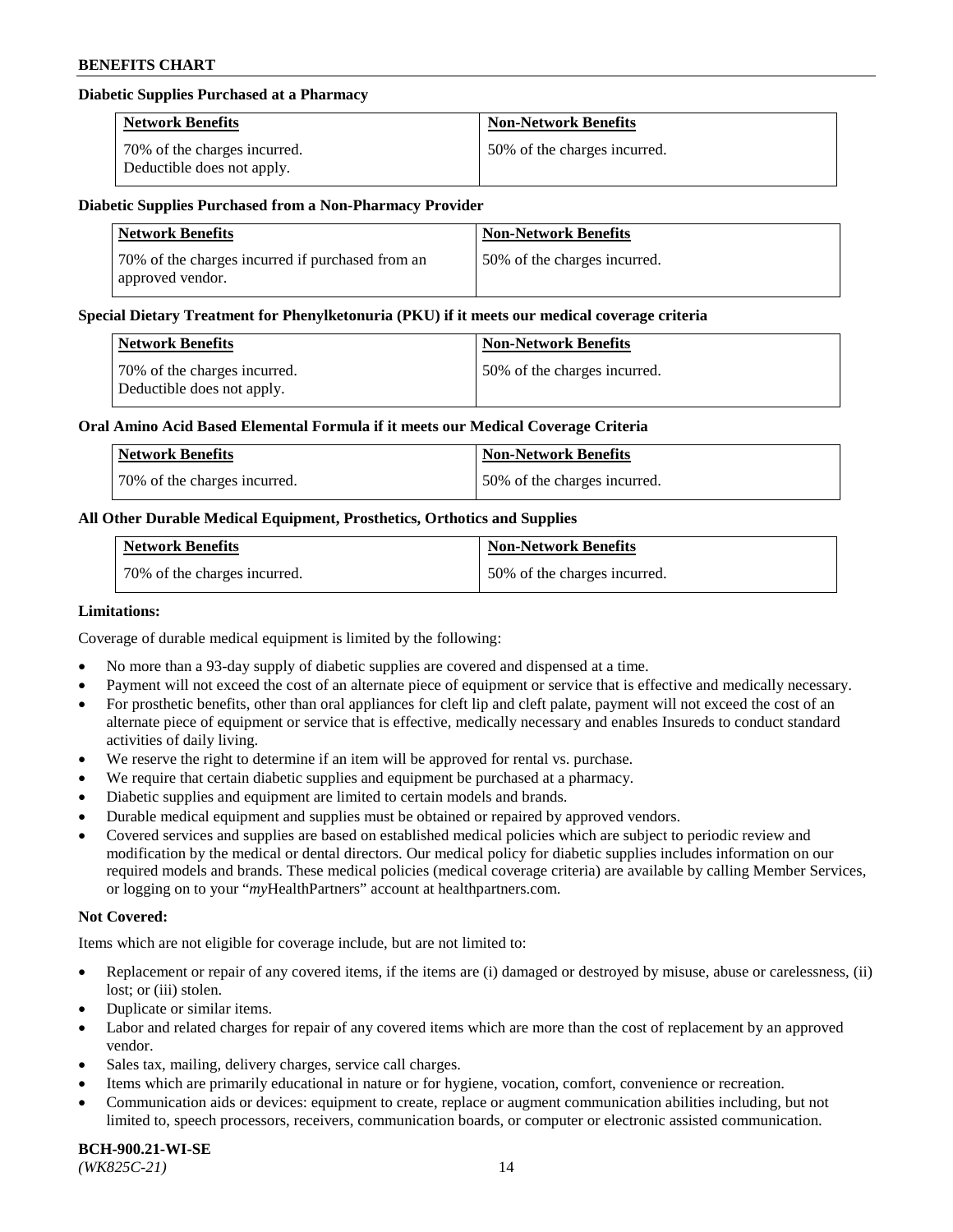#### Diabetic Supplies Purchased at a Pharmacy

| Network Benefits | Non-Network Benefits |
|---|---|
| 70% of the charges incurred. Deductible does not apply. | 50% of the charges incurred. |

#### Diabetic Supplies Purchased from a Non-Pharmacy Provider

| Network Benefits | Non-Network Benefits |
|---|---|
| 70% of the charges incurred if purchased from an approved vendor. | 50% of the charges incurred. |

#### Special Dietary Treatment for Phenylketonuria (PKU) if it meets our medical coverage criteria

| Network Benefits | Non-Network Benefits |
|---|---|
| 70% of the charges incurred. Deductible does not apply. | 50% of the charges incurred. |

#### Oral Amino Acid Based Elemental Formula if it meets our Medical Coverage Criteria

| Network Benefits | Non-Network Benefits |
|---|---|
| 70% of the charges incurred. | 50% of the charges incurred. |

#### All Other Durable Medical Equipment, Prosthetics, Orthotics and Supplies

| Network Benefits | Non-Network Benefits |
|---|---|
| 70% of the charges incurred. | 50% of the charges incurred. |

**Limitations:**

Coverage of durable medical equipment is limited by the following:

- No more than a 93-day supply of diabetic supplies are covered and dispensed at a time.
- Payment will not exceed the cost of an alternate piece of equipment or service that is effective and medically necessary.
- For prosthetic benefits, other than oral appliances for cleft lip and cleft palate, payment will not exceed the cost of an alternate piece of equipment or service that is effective, medically necessary and enables Insureds to conduct standard activities of daily living.
- We reserve the right to determine if an item will be approved for rental vs. purchase.
- We require that certain diabetic supplies and equipment be purchased at a pharmacy.
- Diabetic supplies and equipment are limited to certain models and brands.
- Durable medical equipment and supplies must be obtained or repaired by approved vendors.
- Covered services and supplies are based on established medical policies which are subject to periodic review and modification by the medical or dental directors. Our medical policy for diabetic supplies includes information on our required models and brands. These medical policies (medical coverage criteria) are available by calling Member Services, or logging on to your "*my*HealthPartners" account at healthpartners.com.

**Not Covered:**

Items which are not eligible for coverage include, but are not limited to:

- Replacement or repair of any covered items, if the items are (i) damaged or destroyed by misuse, abuse or carelessness, (ii) lost; or (iii) stolen.
- Duplicate or similar items.
- Labor and related charges for repair of any covered items which are more than the cost of replacement by an approved vendor.
- Sales tax, mailing, delivery charges, service call charges.
- Items which are primarily educational in nature or for hygiene, vocation, comfort, convenience or recreation.
- Communication aids or devices: equipment to create, replace or augment communication abilities including, but not limited to, speech processors, receivers, communication boards, or computer or electronic assisted communication.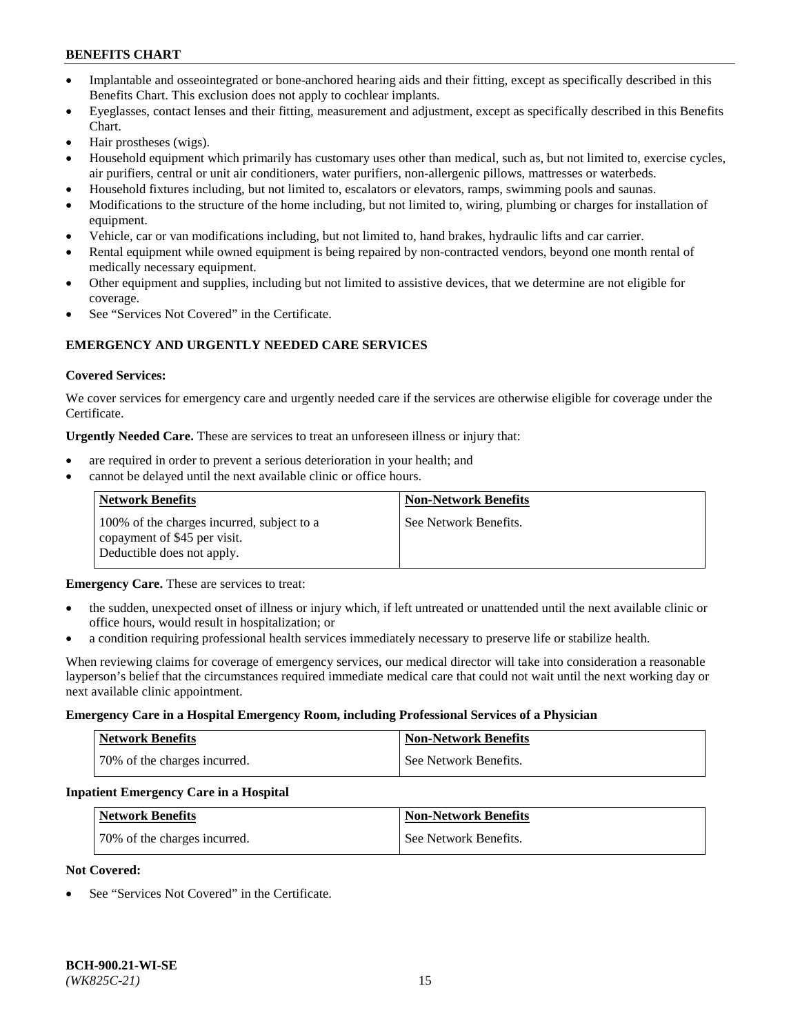- Implantable and osseointegrated or bone-anchored hearing aids and their fitting, except as specifically described in this Benefits Chart. This exclusion does not apply to cochlear implants.
- Eyeglasses, contact lenses and their fitting, measurement and adjustment, except as specifically described in this Benefits Chart.
- Hair prostheses (wigs).
- Household equipment which primarily has customary uses other than medical, such as, but not limited to, exercise cycles, air purifiers, central or unit air conditioners, water purifiers, non-allergenic pillows, mattresses or waterbeds.
- Household fixtures including, but not limited to, escalators or elevators, ramps, swimming pools and saunas.
- Modifications to the structure of the home including, but not limited to, wiring, plumbing or charges for installation of equipment.
- Vehicle, car or van modifications including, but not limited to, hand brakes, hydraulic lifts and car carrier.
- Rental equipment while owned equipment is being repaired by non-contracted vendors, beyond one month rental of medically necessary equipment.
- Other equipment and supplies, including but not limited to assistive devices, that we determine are not eligible for coverage.
- See "Services Not Covered" in the Certificate.

## EMERGENCY AND URGENTLY NEEDED CARE SERVICES

**Covered Services:**

We cover services for emergency care and urgently needed care if the services are otherwise eligible for coverage under the Certificate.

**Urgently Needed Care.** These are services to treat an unforeseen illness or injury that:

- are required in order to prevent a serious deterioration in your health; and
- cannot be delayed until the next available clinic or office hours.

| Network Benefits | Non-Network Benefits |
|---|---|
| 100% of the charges incurred, subject to a copayment of $45 per visit. Deductible does not apply. | See Network Benefits. |

**Emergency Care.** These are services to treat:

- the sudden, unexpected onset of illness or injury which, if left untreated or unattended until the next available clinic or office hours, would result in hospitalization; or
- a condition requiring professional health services immediately necessary to preserve life or stabilize health.

When reviewing claims for coverage of emergency services, our medical director will take into consideration a reasonable layperson's belief that the circumstances required immediate medical care that could not wait until the next working day or next available clinic appointment.

**Emergency Care in a Hospital Emergency Room, including Professional Services of a Physician**

| Network Benefits | Non-Network Benefits |
|---|---|
| 70% of the charges incurred. | See Network Benefits. |

**Inpatient Emergency Care in a Hospital**

| Network Benefits | Non-Network Benefits |
|---|---|
| 70% of the charges incurred. | See Network Benefits. |

**Not Covered:**

- See "Services Not Covered" in the Certificate.

BCH-900.21-WI-SE
*(WK825C-21)*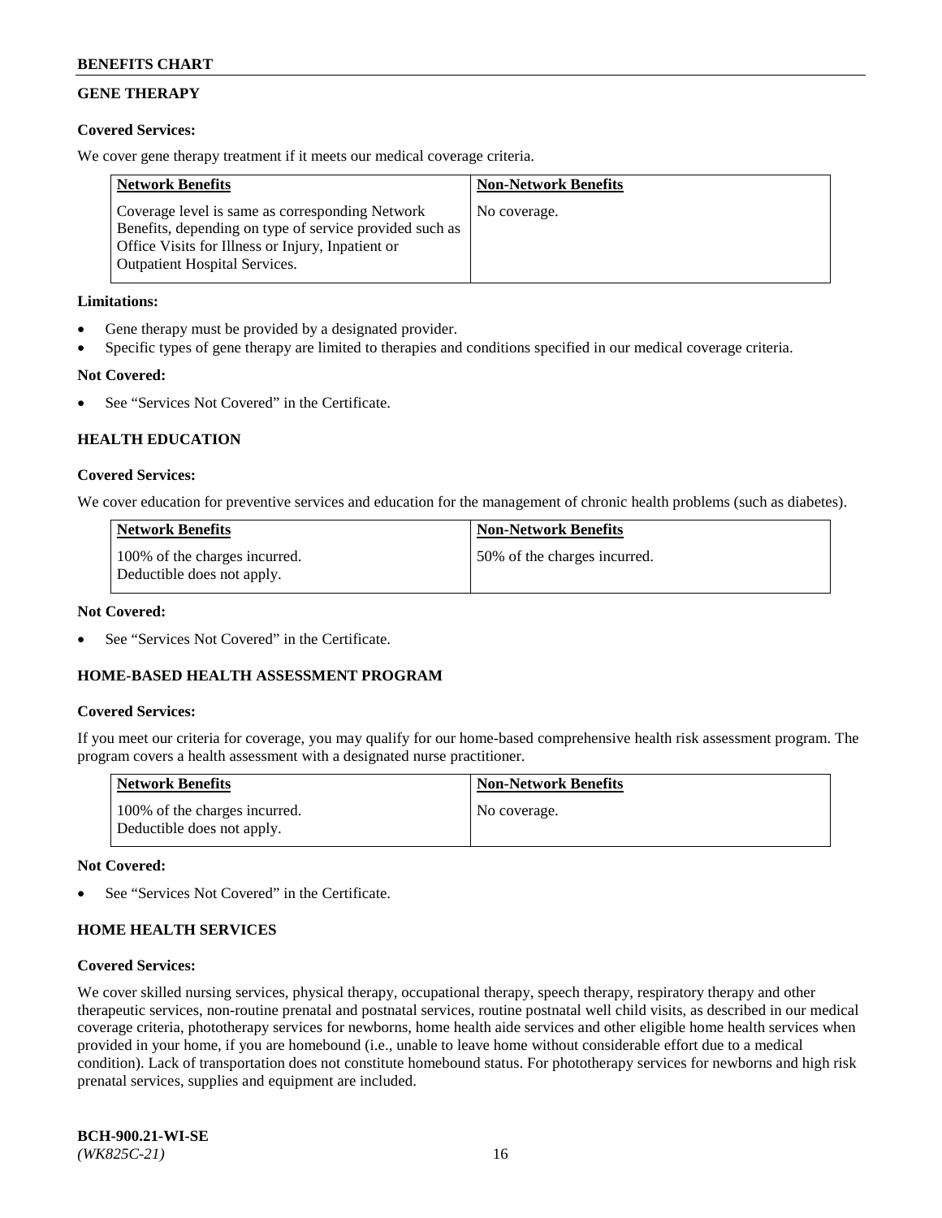## GENE THERAPY

**Covered Services:**

We cover gene therapy treatment if it meets our medical coverage criteria.

| Network Benefits | Non-Network Benefits |
|---|---|
| Coverage level is same as corresponding Network Benefits, depending on type of service provided such as Office Visits for Illness or Injury, Inpatient or Outpatient Hospital Services. | No coverage. |

**Limitations:**

- Gene therapy must be provided by a designated provider.
- Specific types of gene therapy are limited to therapies and conditions specified in our medical coverage criteria.

**Not Covered:**

- See "Services Not Covered" in the Certificate.

## HEALTH EDUCATION

**Covered Services:**

We cover education for preventive services and education for the management of chronic health problems (such as diabetes).

| Network Benefits | Non-Network Benefits |
|---|---|
| 100% of the charges incurred. Deductible does not apply. | 50% of the charges incurred. |

**Not Covered:**

- See "Services Not Covered" in the Certificate.

## HOME-BASED HEALTH ASSESSMENT PROGRAM

**Covered Services:**

If you meet our criteria for coverage, you may qualify for our home-based comprehensive health risk assessment program. The program covers a health assessment with a designated nurse practitioner.

| Network Benefits | Non-Network Benefits |
|---|---|
| 100% of the charges incurred. Deductible does not apply. | No coverage. |

**Not Covered:**

- See "Services Not Covered" in the Certificate.

## HOME HEALTH SERVICES

**Covered Services:**

We cover skilled nursing services, physical therapy, occupational therapy, speech therapy, respiratory therapy and other therapeutic services, non-routine prenatal and postnatal services, routine postnatal well child visits, as described in our medical coverage criteria, phototherapy services for newborns, home health aide services and other eligible home health services when provided in your home, if you are homebound (i.e., unable to leave home without considerable effort due to a medical condition). Lack of transportation does not constitute homebound status. For phototherapy services for newborns and high risk prenatal services, supplies and equipment are included.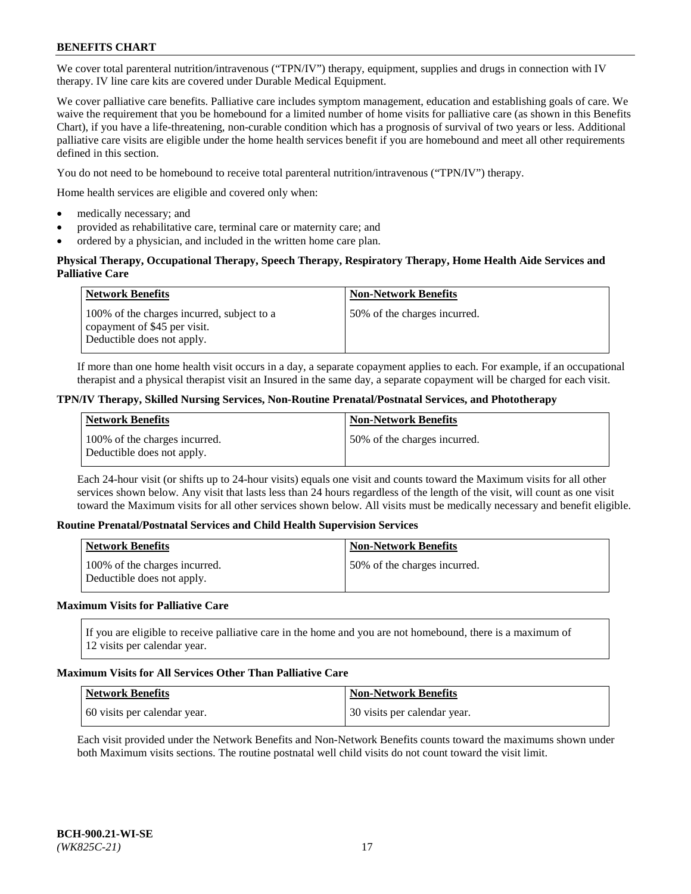We cover total parenteral nutrition/intravenous ("TPN/IV") therapy, equipment, supplies and drugs in connection with IV therapy. IV line care kits are covered under Durable Medical Equipment.

We cover palliative care benefits. Palliative care includes symptom management, education and establishing goals of care. We waive the requirement that you be homebound for a limited number of home visits for palliative care (as shown in this Benefits Chart), if you have a life-threatening, non-curable condition which has a prognosis of survival of two years or less. Additional palliative care visits are eligible under the home health services benefit if you are homebound and meet all other requirements defined in this section.

You do not need to be homebound to receive total parenteral nutrition/intravenous ("TPN/IV") therapy.

Home health services are eligible and covered only when:

- medically necessary; and
- provided as rehabilitative care, terminal care or maternity care; and
- ordered by a physician, and included in the written home care plan.

**Physical Therapy, Occupational Therapy, Speech Therapy, Respiratory Therapy, Home Health Aide Services and Palliative Care**

| Network Benefits | Non-Network Benefits |
|---|---|
| 100% of the charges incurred, subject to a copayment of $45 per visit. Deductible does not apply. | 50% of the charges incurred. |

If more than one home health visit occurs in a day, a separate copayment applies to each. For example, if an occupational therapist and a physical therapist visit an Insured in the same day, a separate copayment will be charged for each visit.

**TPN/IV Therapy, Skilled Nursing Services, Non-Routine Prenatal/Postnatal Services, and Phototherapy**

| Network Benefits | Non-Network Benefits |
|---|---|
| 100% of the charges incurred. Deductible does not apply. | 50% of the charges incurred. |

Each 24-hour visit (or shifts up to 24-hour visits) equals one visit and counts toward the Maximum visits for all other services shown below. Any visit that lasts less than 24 hours regardless of the length of the visit, will count as one visit toward the Maximum visits for all other services shown below. All visits must be medically necessary and benefit eligible.

**Routine Prenatal/Postnatal Services and Child Health Supervision Services**

| Network Benefits | Non-Network Benefits |
|---|---|
| 100% of the charges incurred. Deductible does not apply. | 50% of the charges incurred. |

**Maximum Visits for Palliative Care**

| If you are eligible to receive palliative care in the home and you are not homebound, there is a maximum of 12 visits per calendar year. |
|---|

**Maximum Visits for All Services Other Than Palliative Care**

| Network Benefits | Non-Network Benefits |
|---|---|
| 60 visits per calendar year. | 30 visits per calendar year. |

Each visit provided under the Network Benefits and Non-Network Benefits counts toward the maximums shown under both Maximum visits sections. The routine postnatal well child visits do not count toward the visit limit.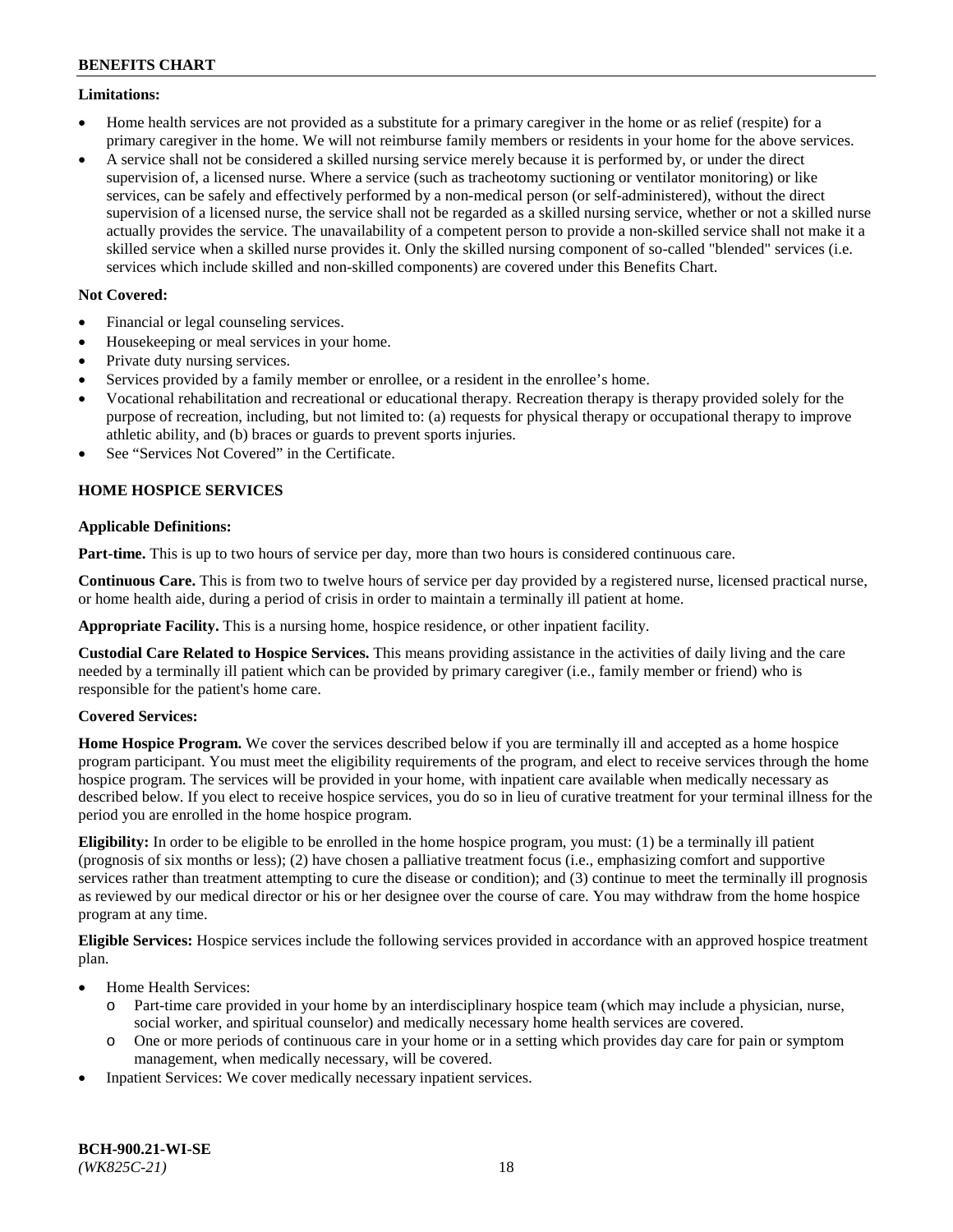**Limitations:**

- Home health services are not provided as a substitute for a primary caregiver in the home or as relief (respite) for a primary caregiver in the home. We will not reimburse family members or residents in your home for the above services.
- A service shall not be considered a skilled nursing service merely because it is performed by, or under the direct supervision of, a licensed nurse. Where a service (such as tracheotomy suctioning or ventilator monitoring) or like services, can be safely and effectively performed by a non-medical person (or self-administered), without the direct supervision of a licensed nurse, the service shall not be regarded as a skilled nursing service, whether or not a skilled nurse actually provides the service. The unavailability of a competent person to provide a non-skilled service shall not make it a skilled service when a skilled nurse provides it. Only the skilled nursing component of so-called "blended" services (i.e. services which include skilled and non-skilled components) are covered under this Benefits Chart.

**Not Covered:**

- Financial or legal counseling services.
- Housekeeping or meal services in your home.
- Private duty nursing services.
- Services provided by a family member or enrollee, or a resident in the enrollee's home.
- Vocational rehabilitation and recreational or educational therapy. Recreation therapy is therapy provided solely for the purpose of recreation, including, but not limited to: (a) requests for physical therapy or occupational therapy to improve athletic ability, and (b) braces or guards to prevent sports injuries.
- See "Services Not Covered" in the Certificate.

### HOME HOSPICE SERVICES

**Applicable Definitions:**

**Part-time.** This is up to two hours of service per day, more than two hours is considered continuous care.

**Continuous Care.** This is from two to twelve hours of service per day provided by a registered nurse, licensed practical nurse, or home health aide, during a period of crisis in order to maintain a terminally ill patient at home.

**Appropriate Facility.** This is a nursing home, hospice residence, or other inpatient facility.

**Custodial Care Related to Hospice Services.** This means providing assistance in the activities of daily living and the care needed by a terminally ill patient which can be provided by primary caregiver (i.e., family member or friend) who is responsible for the patient's home care.

**Covered Services:**

**Home Hospice Program.** We cover the services described below if you are terminally ill and accepted as a home hospice program participant. You must meet the eligibility requirements of the program, and elect to receive services through the home hospice program. The services will be provided in your home, with inpatient care available when medically necessary as described below. If you elect to receive hospice services, you do so in lieu of curative treatment for your terminal illness for the period you are enrolled in the home hospice program.

**Eligibility:** In order to be eligible to be enrolled in the home hospice program, you must: (1) be a terminally ill patient (prognosis of six months or less); (2) have chosen a palliative treatment focus (i.e., emphasizing comfort and supportive services rather than treatment attempting to cure the disease or condition); and (3) continue to meet the terminally ill prognosis as reviewed by our medical director or his or her designee over the course of care. You may withdraw from the home hospice program at any time.

**Eligible Services:** Hospice services include the following services provided in accordance with an approved hospice treatment plan.

- Home Health Services:
  - Part-time care provided in your home by an interdisciplinary hospice team (which may include a physician, nurse, social worker, and spiritual counselor) and medically necessary home health services are covered.
  - One or more periods of continuous care in your home or in a setting which provides day care for pain or symptom management, when medically necessary, will be covered.
- Inpatient Services: We cover medically necessary inpatient services.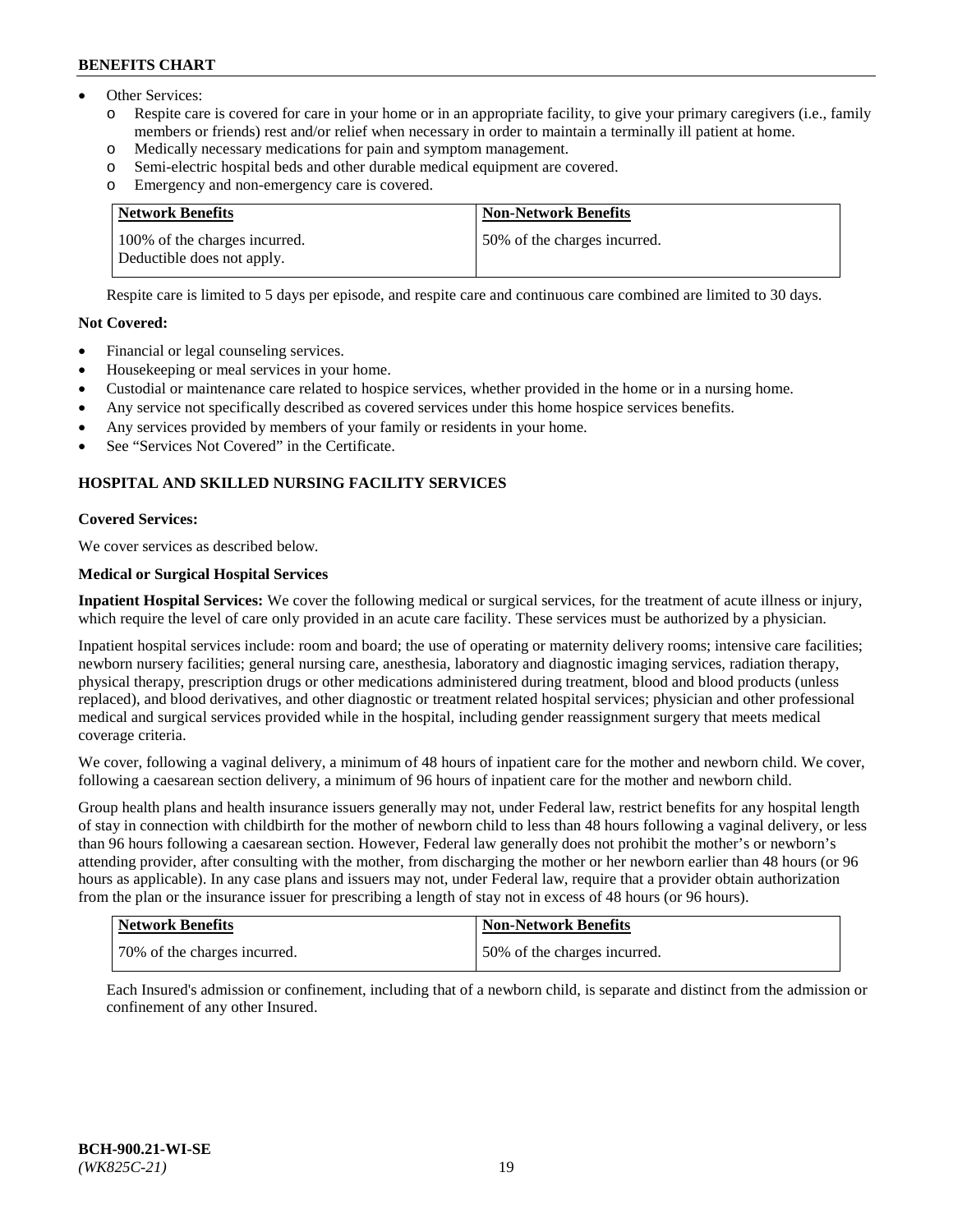- Other Services:
  - o Respite care is covered for care in your home or in an appropriate facility, to give your primary caregivers (i.e., family members or friends) rest and/or relief when necessary in order to maintain a terminally ill patient at home.
  - o Medically necessary medications for pain and symptom management.
  - o Semi-electric hospital beds and other durable medical equipment are covered.
  - o Emergency and non-emergency care is covered.

| Network Benefits | Non-Network Benefits |
|---|---|
| 100% of the charges incurred. Deductible does not apply. | 50% of the charges incurred. |

Respite care is limited to 5 days per episode, and respite care and continuous care combined are limited to 30 days.

**Not Covered:**

- Financial or legal counseling services.
- Housekeeping or meal services in your home.
- Custodial or maintenance care related to hospice services, whether provided in the home or in a nursing home.
- Any service not specifically described as covered services under this home hospice services benefits.
- Any services provided by members of your family or residents in your home.
- See "Services Not Covered" in the Certificate.

## HOSPITAL AND SKILLED NURSING FACILITY SERVICES

**Covered Services:**

We cover services as described below.

**Medical or Surgical Hospital Services**

**Inpatient Hospital Services:** We cover the following medical or surgical services, for the treatment of acute illness or injury, which require the level of care only provided in an acute care facility. These services must be authorized by a physician.

Inpatient hospital services include: room and board; the use of operating or maternity delivery rooms; intensive care facilities; newborn nursery facilities; general nursing care, anesthesia, laboratory and diagnostic imaging services, radiation therapy, physical therapy, prescription drugs or other medications administered during treatment, blood and blood products (unless replaced), and blood derivatives, and other diagnostic or treatment related hospital services; physician and other professional medical and surgical services provided while in the hospital, including gender reassignment surgery that meets medical coverage criteria.

We cover, following a vaginal delivery, a minimum of 48 hours of inpatient care for the mother and newborn child. We cover, following a caesarean section delivery, a minimum of 96 hours of inpatient care for the mother and newborn child.

Group health plans and health insurance issuers generally may not, under Federal law, restrict benefits for any hospital length of stay in connection with childbirth for the mother of newborn child to less than 48 hours following a vaginal delivery, or less than 96 hours following a caesarean section. However, Federal law generally does not prohibit the mother's or newborn's attending provider, after consulting with the mother, from discharging the mother or her newborn earlier than 48 hours (or 96 hours as applicable). In any case plans and issuers may not, under Federal law, require that a provider obtain authorization from the plan or the insurance issuer for prescribing a length of stay not in excess of 48 hours (or 96 hours).

| Network Benefits | Non-Network Benefits |
|---|---|
| 70% of the charges incurred. | 50% of the charges incurred. |

Each Insured's admission or confinement, including that of a newborn child, is separate and distinct from the admission or confinement of any other Insured.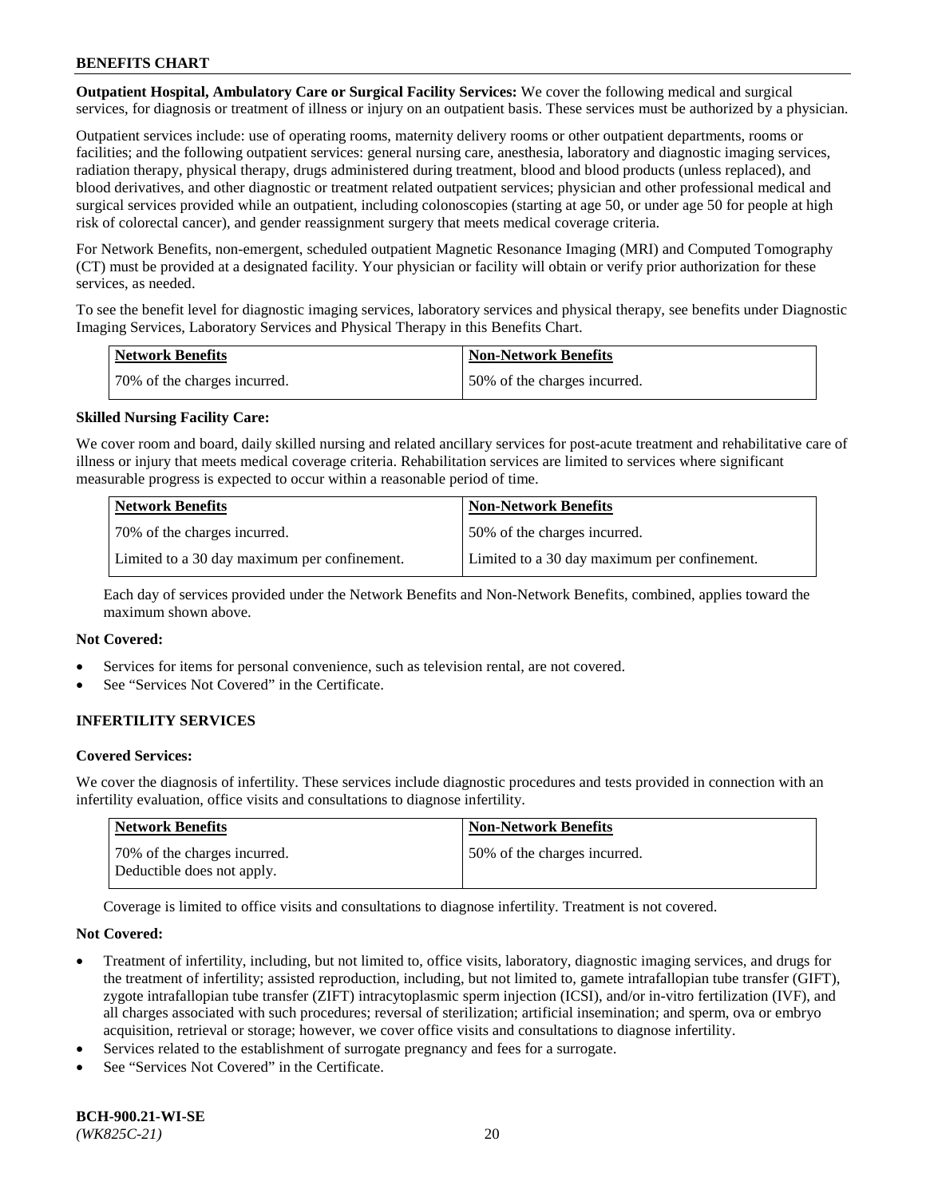**Outpatient Hospital, Ambulatory Care or Surgical Facility Services:** We cover the following medical and surgical services, for diagnosis or treatment of illness or injury on an outpatient basis. These services must be authorized by a physician.

Outpatient services include: use of operating rooms, maternity delivery rooms or other outpatient departments, rooms or facilities; and the following outpatient services: general nursing care, anesthesia, laboratory and diagnostic imaging services, radiation therapy, physical therapy, drugs administered during treatment, blood and blood products (unless replaced), and blood derivatives, and other diagnostic or treatment related outpatient services; physician and other professional medical and surgical services provided while an outpatient, including colonoscopies (starting at age 50, or under age 50 for people at high risk of colorectal cancer), and gender reassignment surgery that meets medical coverage criteria.

For Network Benefits, non-emergent, scheduled outpatient Magnetic Resonance Imaging (MRI) and Computed Tomography (CT) must be provided at a designated facility. Your physician or facility will obtain or verify prior authorization for these services, as needed.

To see the benefit level for diagnostic imaging services, laboratory services and physical therapy, see benefits under Diagnostic Imaging Services, Laboratory Services and Physical Therapy in this Benefits Chart.

| Network Benefits | Non-Network Benefits |
|---|---|
| 70% of the charges incurred. | 50% of the charges incurred. |

**Skilled Nursing Facility Care:**

We cover room and board, daily skilled nursing and related ancillary services for post-acute treatment and rehabilitative care of illness or injury that meets medical coverage criteria. Rehabilitation services are limited to services where significant measurable progress is expected to occur within a reasonable period of time.

| Network Benefits | Non-Network Benefits |
|---|---|
| 70% of the charges incurred. | 50% of the charges incurred. |
| Limited to a 30 day maximum per confinement. | Limited to a 30 day maximum per confinement. |

Each day of services provided under the Network Benefits and Non-Network Benefits, combined, applies toward the maximum shown above.

**Not Covered:**

- Services for items for personal convenience, such as television rental, are not covered.
- See "Services Not Covered" in the Certificate.

## INFERTILITY SERVICES

**Covered Services:**

We cover the diagnosis of infertility. These services include diagnostic procedures and tests provided in connection with an infertility evaluation, office visits and consultations to diagnose infertility.

| Network Benefits | Non-Network Benefits |
|---|---|
| 70% of the charges incurred. Deductible does not apply. | 50% of the charges incurred. |

Coverage is limited to office visits and consultations to diagnose infertility. Treatment is not covered.

**Not Covered:**

- Treatment of infertility, including, but not limited to, office visits, laboratory, diagnostic imaging services, and drugs for the treatment of infertility; assisted reproduction, including, but not limited to, gamete intrafallopian tube transfer (GIFT), zygote intrafallopian tube transfer (ZIFT) intracytoplasmic sperm injection (ICSI), and/or in-vitro fertilization (IVF), and all charges associated with such procedures; reversal of sterilization; artificial insemination; and sperm, ova or embryo acquisition, retrieval or storage; however, we cover office visits and consultations to diagnose infertility.
- Services related to the establishment of surrogate pregnancy and fees for a surrogate.
- See "Services Not Covered" in the Certificate.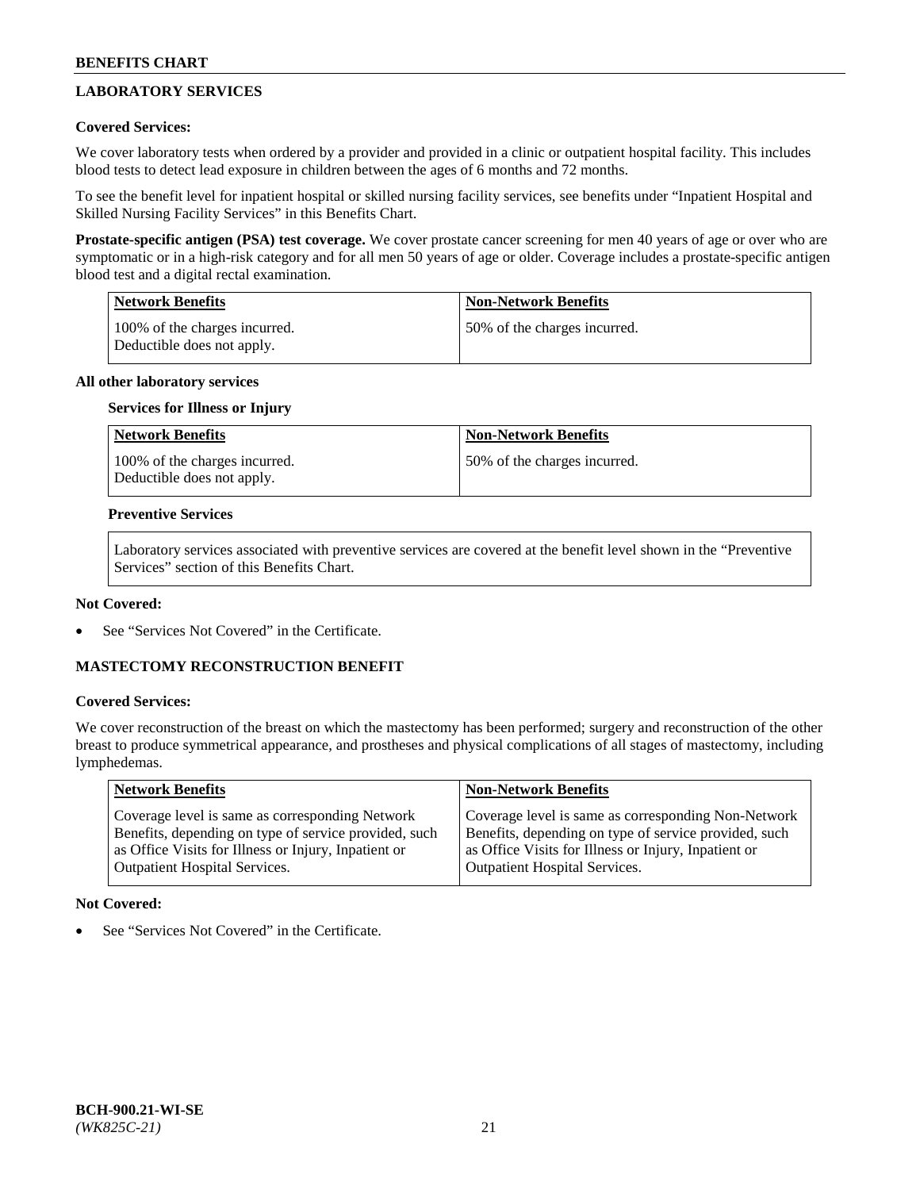## LABORATORY SERVICES

**Covered Services:**

We cover laboratory tests when ordered by a provider and provided in a clinic or outpatient hospital facility. This includes blood tests to detect lead exposure in children between the ages of 6 months and 72 months.

To see the benefit level for inpatient hospital or skilled nursing facility services, see benefits under "Inpatient Hospital and Skilled Nursing Facility Services" in this Benefits Chart.

**Prostate-specific antigen (PSA) test coverage.** We cover prostate cancer screening for men 40 years of age or over who are symptomatic or in a high-risk category and for all men 50 years of age or older. Coverage includes a prostate-specific antigen blood test and a digital rectal examination.

| Network Benefits | Non-Network Benefits |
|---|---|
| 100% of the charges incurred. Deductible does not apply. | 50% of the charges incurred. |

**All other laboratory services**

**Services for Illness or Injury**

| Network Benefits | Non-Network Benefits |
|---|---|
| 100% of the charges incurred. Deductible does not apply. | 50% of the charges incurred. |

**Preventive Services**

Laboratory services associated with preventive services are covered at the benefit level shown in the "Preventive Services" section of this Benefits Chart.

**Not Covered:**

- See "Services Not Covered" in the Certificate.

## MASTECTOMY RECONSTRUCTION BENEFIT

**Covered Services:**

We cover reconstruction of the breast on which the mastectomy has been performed; surgery and reconstruction of the other breast to produce symmetrical appearance, and prostheses and physical complications of all stages of mastectomy, including lymphedemas.

| Network Benefits | Non-Network Benefits |
|---|---|
| Coverage level is same as corresponding Network Benefits, depending on type of service provided, such as Office Visits for Illness or Injury, Inpatient or Outpatient Hospital Services. | Coverage level is same as corresponding Non-Network Benefits, depending on type of service provided, such as Office Visits for Illness or Injury, Inpatient or Outpatient Hospital Services. |

**Not Covered:**

- See "Services Not Covered" in the Certificate.

**BCH-900.21-WI-SE**
*(WK825C-21)*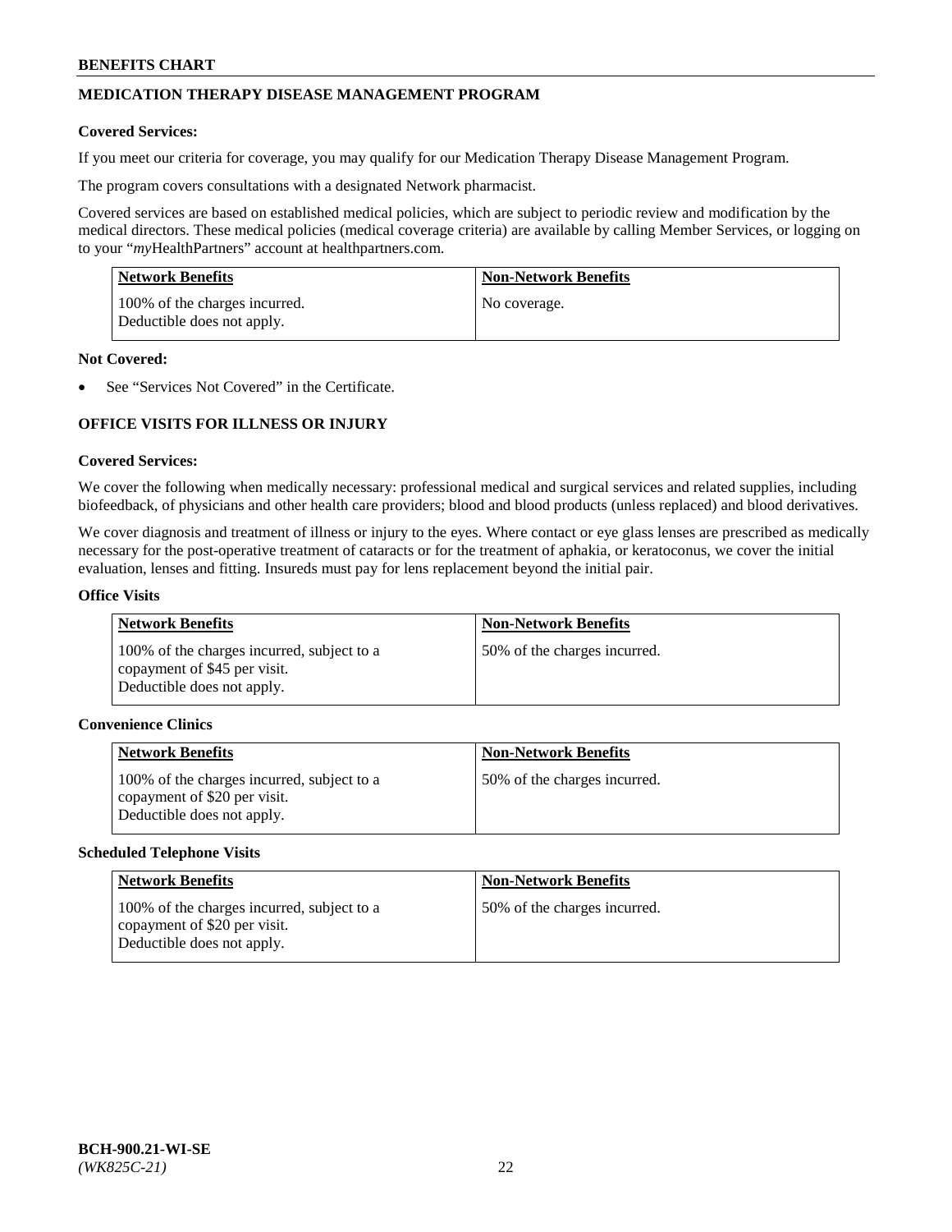## MEDICATION THERAPY DISEASE MANAGEMENT PROGRAM

**Covered Services:**

If you meet our criteria for coverage, you may qualify for our Medication Therapy Disease Management Program.

The program covers consultations with a designated Network pharmacist.

Covered services are based on established medical policies, which are subject to periodic review and modification by the medical directors. These medical policies (medical coverage criteria) are available by calling Member Services, or logging on to your "*my*HealthPartners" account at healthpartners.com.

| Network Benefits | Non-Network Benefits |
|---|---|
| 100% of the charges incurred. Deductible does not apply. | No coverage. |

**Not Covered:**

- See "Services Not Covered" in the Certificate.

## OFFICE VISITS FOR ILLNESS OR INJURY

**Covered Services:**

We cover the following when medically necessary: professional medical and surgical services and related supplies, including biofeedback, of physicians and other health care providers; blood and blood products (unless replaced) and blood derivatives.

We cover diagnosis and treatment of illness or injury to the eyes. Where contact or eye glass lenses are prescribed as medically necessary for the post-operative treatment of cataracts or for the treatment of aphakia, or keratoconus, we cover the initial evaluation, lenses and fitting. Insureds must pay for lens replacement beyond the initial pair.

**Office Visits**

| Network Benefits | Non-Network Benefits |
|---|---|
| 100% of the charges incurred, subject to a copayment of $45 per visit. Deductible does not apply. | 50% of the charges incurred. |

**Convenience Clinics**

| Network Benefits | Non-Network Benefits |
|---|---|
| 100% of the charges incurred, subject to a copayment of $20 per visit. Deductible does not apply. | 50% of the charges incurred. |

**Scheduled Telephone Visits**

| Network Benefits | Non-Network Benefits |
|---|---|
| 100% of the charges incurred, subject to a copayment of $20 per visit. Deductible does not apply. | 50% of the charges incurred. |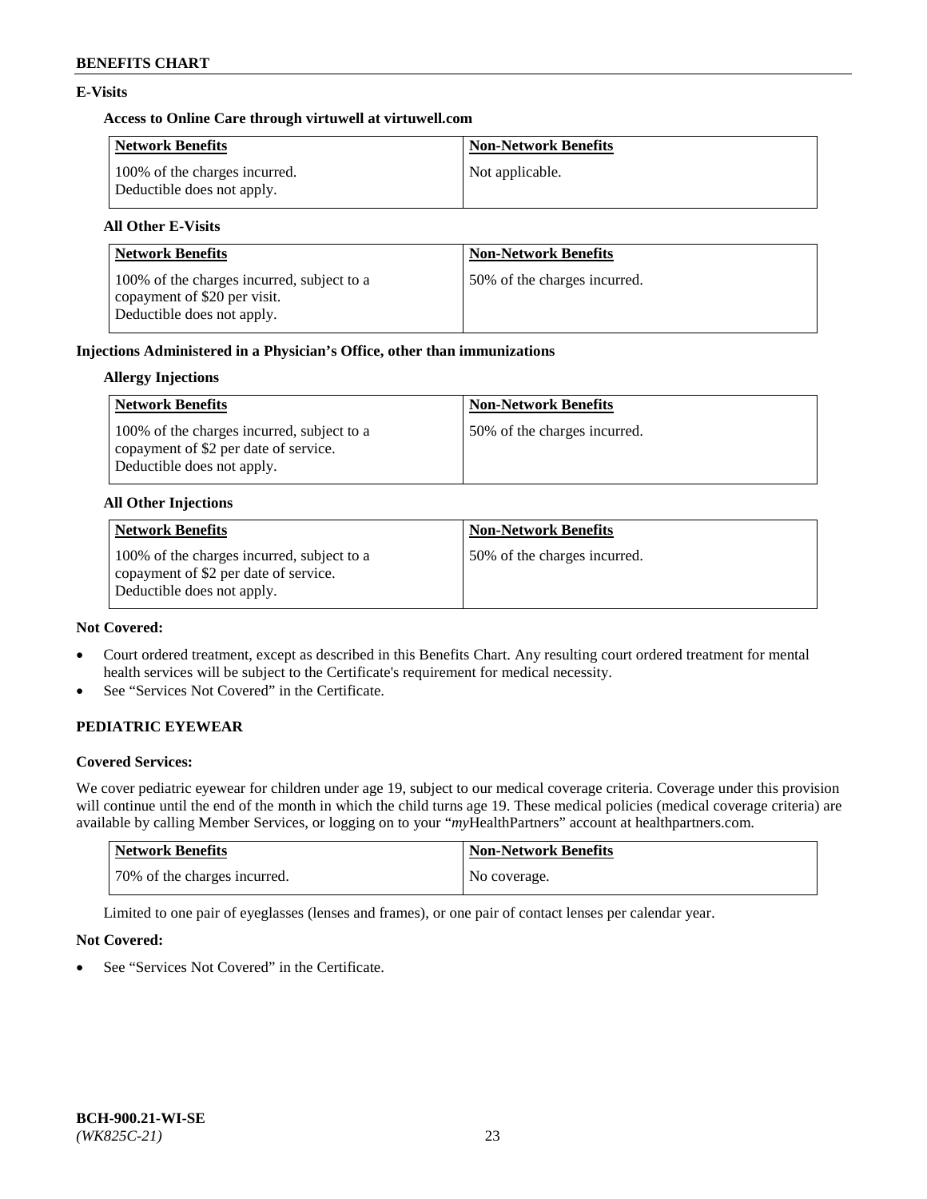## E-Visits

### Access to Online Care through virtuwell at virtuwell.com

| Network Benefits | Non-Network Benefits |
|---|---|
| 100% of the charges incurred. Deductible does not apply. | Not applicable. |

### All Other E-Visits

| Network Benefits | Non-Network Benefits |
|---|---|
| 100% of the charges incurred, subject to a copayment of $20 per visit. Deductible does not apply. | 50% of the charges incurred. |

## Injections Administered in a Physician's Office, other than immunizations

### Allergy Injections

| Network Benefits | Non-Network Benefits |
|---|---|
| 100% of the charges incurred, subject to a copayment of $2 per date of service. Deductible does not apply. | 50% of the charges incurred. |

### All Other Injections

| Network Benefits | Non-Network Benefits |
|---|---|
| 100% of the charges incurred, subject to a copayment of $2 per date of service. Deductible does not apply. | 50% of the charges incurred. |

**Not Covered:**

- Court ordered treatment, except as described in this Benefits Chart. Any resulting court ordered treatment for mental health services will be subject to the Certificate's requirement for medical necessity.
- See "Services Not Covered" in the Certificate.

## PEDIATRIC EYEWEAR

**Covered Services:**

We cover pediatric eyewear for children under age 19, subject to our medical coverage criteria. Coverage under this provision will continue until the end of the month in which the child turns age 19. These medical policies (medical coverage criteria) are available by calling Member Services, or logging on to your "*my*HealthPartners" account at healthpartners.com.

| Network Benefits | Non-Network Benefits |
|---|---|
| 70% of the charges incurred. | No coverage. |

Limited to one pair of eyeglasses (lenses and frames), or one pair of contact lenses per calendar year.

**Not Covered:**

- See "Services Not Covered" in the Certificate.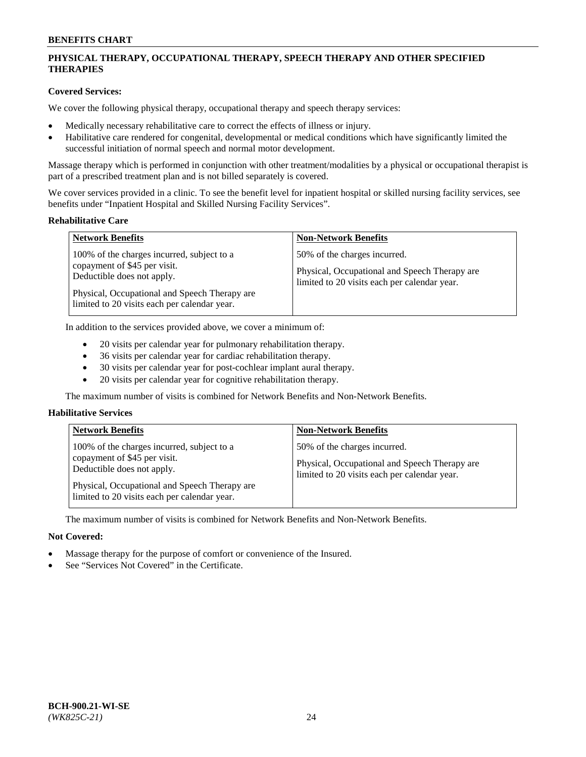## PHYSICAL THERAPY, OCCUPATIONAL THERAPY, SPEECH THERAPY AND OTHER SPECIFIED THERAPIES

**Covered Services:**

We cover the following physical therapy, occupational therapy and speech therapy services:

- Medically necessary rehabilitative care to correct the effects of illness or injury.
- Habilitative care rendered for congenital, developmental or medical conditions which have significantly limited the successful initiation of normal speech and normal motor development.

Massage therapy which is performed in conjunction with other treatment/modalities by a physical or occupational therapist is part of a prescribed treatment plan and is not billed separately is covered.

We cover services provided in a clinic. To see the benefit level for inpatient hospital or skilled nursing facility services, see benefits under "Inpatient Hospital and Skilled Nursing Facility Services".

**Rehabilitative Care**

| Network Benefits | Non-Network Benefits |
|---|---|
| 100% of the charges incurred, subject to a copayment of $45 per visit. Deductible does not apply.<br><br>Physical, Occupational and Speech Therapy are limited to 20 visits each per calendar year. | 50% of the charges incurred.<br><br>Physical, Occupational and Speech Therapy are limited to 20 visits each per calendar year. |

In addition to the services provided above, we cover a minimum of:

- 20 visits per calendar year for pulmonary rehabilitation therapy.
- 36 visits per calendar year for cardiac rehabilitation therapy.
- 30 visits per calendar year for post-cochlear implant aural therapy.
- 20 visits per calendar year for cognitive rehabilitation therapy.

The maximum number of visits is combined for Network Benefits and Non-Network Benefits.

**Habilitative Services**

| Network Benefits | Non-Network Benefits |
|---|---|
| 100% of the charges incurred, subject to a copayment of $45 per visit. Deductible does not apply.<br><br>Physical, Occupational and Speech Therapy are limited to 20 visits each per calendar year. | 50% of the charges incurred.<br><br>Physical, Occupational and Speech Therapy are limited to 20 visits each per calendar year. |

The maximum number of visits is combined for Network Benefits and Non-Network Benefits.

**Not Covered:**

- Massage therapy for the purpose of comfort or convenience of the Insured.
- See "Services Not Covered" in the Certificate.

**BCH-900.21-WI-SE**
*(WK825C-21)*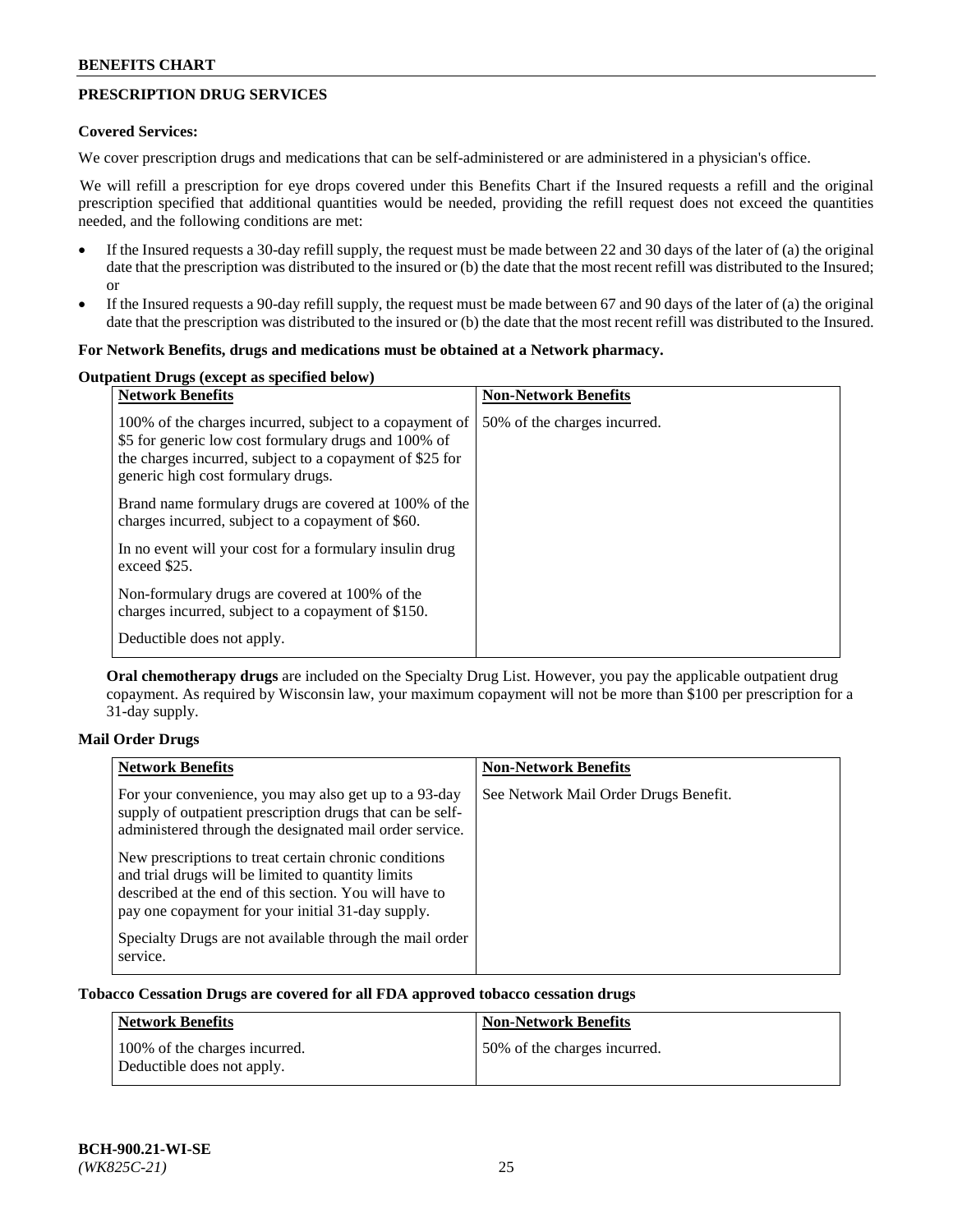## PRESCRIPTION DRUG SERVICES

**Covered Services:**

We cover prescription drugs and medications that can be self-administered or are administered in a physician's office.

We will refill a prescription for eye drops covered under this Benefits Chart if the Insured requests a refill and the original prescription specified that additional quantities would be needed, providing the refill request does not exceed the quantities needed, and the following conditions are met:

- If the Insured requests a 30-day refill supply, the request must be made between 22 and 30 days of the later of (a) the original date that the prescription was distributed to the insured or (b) the date that the most recent refill was distributed to the Insured; or
- If the Insured requests a 90-day refill supply, the request must be made between 67 and 90 days of the later of (a) the original date that the prescription was distributed to the insured or (b) the date that the most recent refill was distributed to the Insured.

**For Network Benefits, drugs and medications must be obtained at a Network pharmacy.**

**Outpatient Drugs (except as specified below)**

| Network Benefits | Non-Network Benefits |
|---|---|
| 100% of the charges incurred, subject to a copayment of \$5 for generic low cost formulary drugs and 100% of the charges incurred, subject to a copayment of \$25 for generic high cost formulary drugs.<br><br>Brand name formulary drugs are covered at 100% of the charges incurred, subject to a copayment of \$60.<br><br>In no event will your cost for a formulary insulin drug exceed \$25.<br><br>Non-formulary drugs are covered at 100% of the charges incurred, subject to a copayment of \$150.<br><br>Deductible does not apply. | 50% of the charges incurred. |

**Oral chemotherapy drugs** are included on the Specialty Drug List. However, you pay the applicable outpatient drug copayment. As required by Wisconsin law, your maximum copayment will not be more than \$100 per prescription for a 31-day supply.

**Mail Order Drugs**

| Network Benefits | Non-Network Benefits |
|---|---|
| For your convenience, you may also get up to a 93-day supply of outpatient prescription drugs that can be self-administered through the designated mail order service.<br><br>New prescriptions to treat certain chronic conditions and trial drugs will be limited to quantity limits described at the end of this section. You will have to pay one copayment for your initial 31-day supply.<br><br>Specialty Drugs are not available through the mail order service. | See Network Mail Order Drugs Benefit. |

**Tobacco Cessation Drugs are covered for all FDA approved tobacco cessation drugs**

| Network Benefits | Non-Network Benefits |
|---|---|
| 100% of the charges incurred.<br>Deductible does not apply. | 50% of the charges incurred. |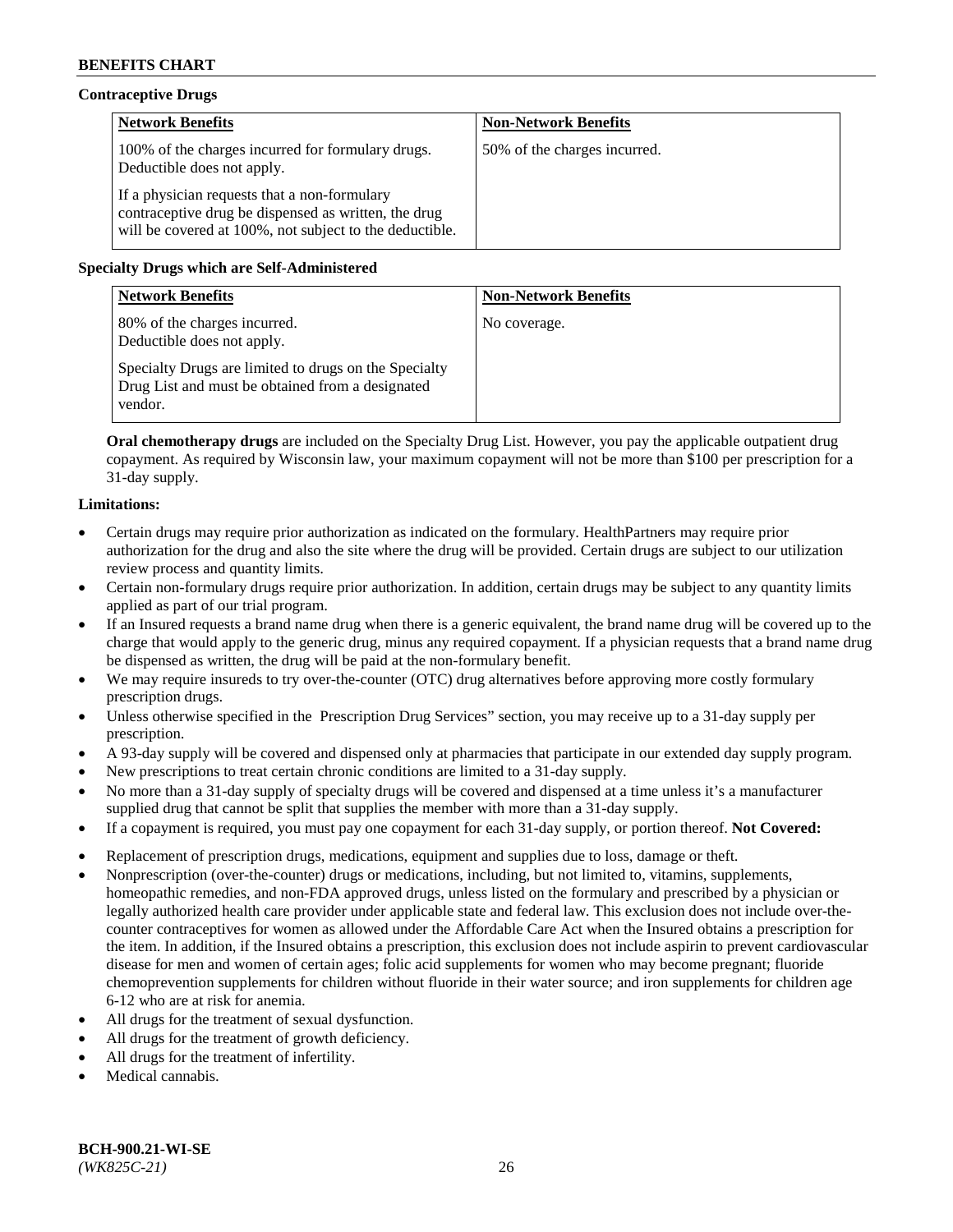**Contraceptive Drugs**

| Network Benefits | Non-Network Benefits |
|---|---|
| 100% of the charges incurred for formulary drugs. Deductible does not apply.<br><br>If a physician requests that a non-formulary contraceptive drug be dispensed as written, the drug will be covered at 100%, not subject to the deductible. | 50% of the charges incurred. |

**Specialty Drugs which are Self-Administered**

| Network Benefits | Non-Network Benefits |
|---|---|
| 80% of the charges incurred. Deductible does not apply.<br><br>Specialty Drugs are limited to drugs on the Specialty Drug List and must be obtained from a designated vendor. | No coverage. |

**Oral chemotherapy drugs** are included on the Specialty Drug List. However, you pay the applicable outpatient drug copayment. As required by Wisconsin law, your maximum copayment will not be more than $100 per prescription for a 31-day supply.

**Limitations:**

- Certain drugs may require prior authorization as indicated on the formulary. HealthPartners may require prior authorization for the drug and also the site where the drug will be provided. Certain drugs are subject to our utilization review process and quantity limits.
- Certain non-formulary drugs require prior authorization. In addition, certain drugs may be subject to any quantity limits applied as part of our trial program.
- If an Insured requests a brand name drug when there is a generic equivalent, the brand name drug will be covered up to the charge that would apply to the generic drug, minus any required copayment. If a physician requests that a brand name drug be dispensed as written, the drug will be paid at the non-formulary benefit.
- We may require insureds to try over-the-counter (OTC) drug alternatives before approving more costly formulary prescription drugs.
- Unless otherwise specified in the Prescription Drug Services" section, you may receive up to a 31-day supply per prescription.
- A 93-day supply will be covered and dispensed only at pharmacies that participate in our extended day supply program.
- New prescriptions to treat certain chronic conditions are limited to a 31-day supply.
- No more than a 31-day supply of specialty drugs will be covered and dispensed at a time unless it's a manufacturer supplied drug that cannot be split that supplies the member with more than a 31-day supply.
- If a copayment is required, you must pay one copayment for each 31-day supply, or portion thereof. **Not Covered:**
- Replacement of prescription drugs, medications, equipment and supplies due to loss, damage or theft.
- Nonprescription (over-the-counter) drugs or medications, including, but not limited to, vitamins, supplements, homeopathic remedies, and non-FDA approved drugs, unless listed on the formulary and prescribed by a physician or legally authorized health care provider under applicable state and federal law. This exclusion does not include over-the-counter contraceptives for women as allowed under the Affordable Care Act when the Insured obtains a prescription for the item. In addition, if the Insured obtains a prescription, this exclusion does not include aspirin to prevent cardiovascular disease for men and women of certain ages; folic acid supplements for women who may become pregnant; fluoride chemoprevention supplements for children without fluoride in their water source; and iron supplements for children age 6-12 who are at risk for anemia.
- All drugs for the treatment of sexual dysfunction.
- All drugs for the treatment of growth deficiency.
- All drugs for the treatment of infertility.
- Medical cannabis.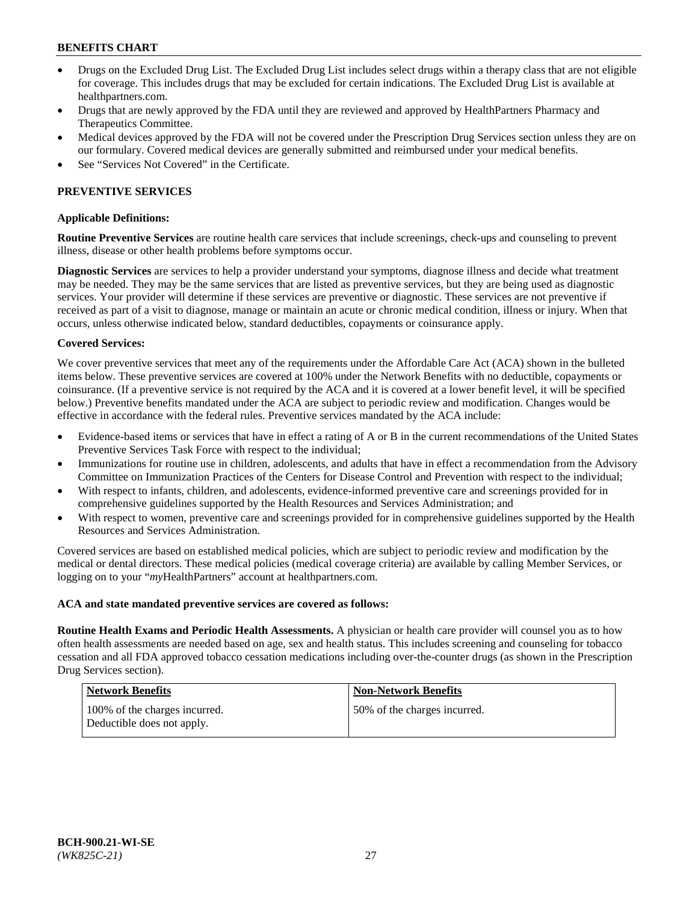- Drugs on the Excluded Drug List. The Excluded Drug List includes select drugs within a therapy class that are not eligible for coverage. This includes drugs that may be excluded for certain indications. The Excluded Drug List is available at healthpartners.com.
- Drugs that are newly approved by the FDA until they are reviewed and approved by HealthPartners Pharmacy and Therapeutics Committee.
- Medical devices approved by the FDA will not be covered under the Prescription Drug Services section unless they are on our formulary. Covered medical devices are generally submitted and reimbursed under your medical benefits.
- See "Services Not Covered" in the Certificate.

## PREVENTIVE SERVICES

### Applicable Definitions:

**Routine Preventive Services** are routine health care services that include screenings, check-ups and counseling to prevent illness, disease or other health problems before symptoms occur.

**Diagnostic Services** are services to help a provider understand your symptoms, diagnose illness and decide what treatment may be needed. They may be the same services that are listed as preventive services, but they are being used as diagnostic services. Your provider will determine if these services are preventive or diagnostic. These services are not preventive if received as part of a visit to diagnose, manage or maintain an acute or chronic medical condition, illness or injury. When that occurs, unless otherwise indicated below, standard deductibles, copayments or coinsurance apply.

### Covered Services:

We cover preventive services that meet any of the requirements under the Affordable Care Act (ACA) shown in the bulleted items below. These preventive services are covered at 100% under the Network Benefits with no deductible, copayments or coinsurance. (If a preventive service is not required by the ACA and it is covered at a lower benefit level, it will be specified below.) Preventive benefits mandated under the ACA are subject to periodic review and modification. Changes would be effective in accordance with the federal rules. Preventive services mandated by the ACA include:

- Evidence-based items or services that have in effect a rating of A or B in the current recommendations of the United States Preventive Services Task Force with respect to the individual;
- Immunizations for routine use in children, adolescents, and adults that have in effect a recommendation from the Advisory Committee on Immunization Practices of the Centers for Disease Control and Prevention with respect to the individual;
- With respect to infants, children, and adolescents, evidence-informed preventive care and screenings provided for in comprehensive guidelines supported by the Health Resources and Services Administration; and
- With respect to women, preventive care and screenings provided for in comprehensive guidelines supported by the Health Resources and Services Administration.

Covered services are based on established medical policies, which are subject to periodic review and modification by the medical or dental directors. These medical policies (medical coverage criteria) are available by calling Member Services, or logging on to your "*my*HealthPartners" account at healthpartners.com.

### ACA and state mandated preventive services are covered as follows:

**Routine Health Exams and Periodic Health Assessments.** A physician or health care provider will counsel you as to how often health assessments are needed based on age, sex and health status. This includes screening and counseling for tobacco cessation and all FDA approved tobacco cessation medications including over-the-counter drugs (as shown in the Prescription Drug Services section).

| Network Benefits | Non-Network Benefits |
| --- | --- |
| 100% of the charges incurred. Deductible does not apply. | 50% of the charges incurred. |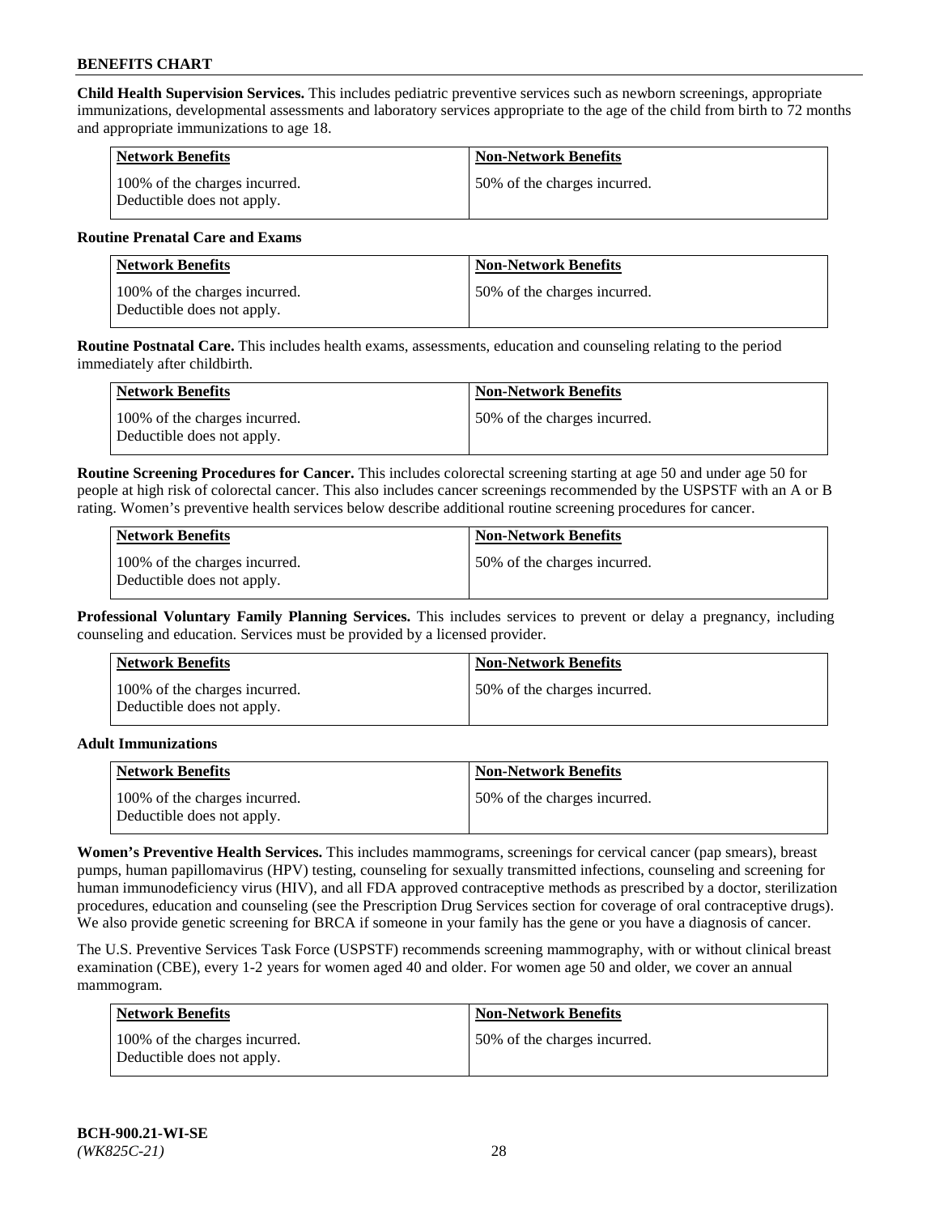**Child Health Supervision Services.** This includes pediatric preventive services such as newborn screenings, appropriate immunizations, developmental assessments and laboratory services appropriate to the age of the child from birth to 72 months and appropriate immunizations to age 18.

| Network Benefits | Non-Network Benefits |
|---|---|
| 100% of the charges incurred. Deductible does not apply. | 50% of the charges incurred. |

**Routine Prenatal Care and Exams**

| Network Benefits | Non-Network Benefits |
|---|---|
| 100% of the charges incurred. Deductible does not apply. | 50% of the charges incurred. |

**Routine Postnatal Care.** This includes health exams, assessments, education and counseling relating to the period immediately after childbirth.

| Network Benefits | Non-Network Benefits |
|---|---|
| 100% of the charges incurred. Deductible does not apply. | 50% of the charges incurred. |

**Routine Screening Procedures for Cancer.** This includes colorectal screening starting at age 50 and under age 50 for people at high risk of colorectal cancer. This also includes cancer screenings recommended by the USPSTF with an A or B rating. Women's preventive health services below describe additional routine screening procedures for cancer.

| Network Benefits | Non-Network Benefits |
|---|---|
| 100% of the charges incurred. Deductible does not apply. | 50% of the charges incurred. |

**Professional Voluntary Family Planning Services.** This includes services to prevent or delay a pregnancy, including counseling and education. Services must be provided by a licensed provider.

| Network Benefits | Non-Network Benefits |
|---|---|
| 100% of the charges incurred. Deductible does not apply. | 50% of the charges incurred. |

**Adult Immunizations**

| Network Benefits | Non-Network Benefits |
|---|---|
| 100% of the charges incurred. Deductible does not apply. | 50% of the charges incurred. |

**Women's Preventive Health Services.** This includes mammograms, screenings for cervical cancer (pap smears), breast pumps, human papillomavirus (HPV) testing, counseling for sexually transmitted infections, counseling and screening for human immunodeficiency virus (HIV), and all FDA approved contraceptive methods as prescribed by a doctor, sterilization procedures, education and counseling (see the Prescription Drug Services section for coverage of oral contraceptive drugs). We also provide genetic screening for BRCA if someone in your family has the gene or you have a diagnosis of cancer.

The U.S. Preventive Services Task Force (USPSTF) recommends screening mammography, with or without clinical breast examination (CBE), every 1-2 years for women aged 40 and older. For women age 50 and older, we cover an annual mammogram.

| Network Benefits | Non-Network Benefits |
|---|---|
| 100% of the charges incurred. Deductible does not apply. | 50% of the charges incurred. |

**BCH-900.21-WI-SE**
*(WK825C-21)*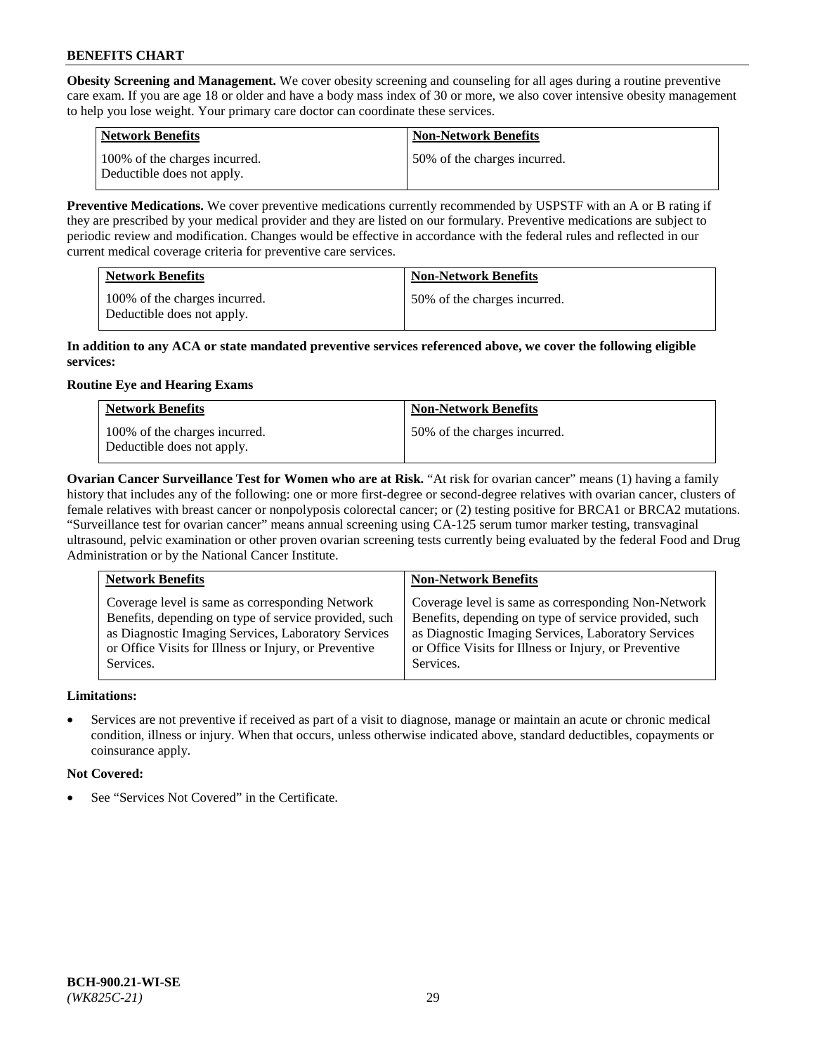**Obesity Screening and Management.** We cover obesity screening and counseling for all ages during a routine preventive care exam. If you are age 18 or older and have a body mass index of 30 or more, we also cover intensive obesity management to help you lose weight. Your primary care doctor can coordinate these services.

| Network Benefits | Non-Network Benefits |
| --- | --- |
| 100% of the charges incurred. Deductible does not apply. | 50% of the charges incurred. |

**Preventive Medications.** We cover preventive medications currently recommended by USPSTF with an A or B rating if they are prescribed by your medical provider and they are listed on our formulary. Preventive medications are subject to periodic review and modification. Changes would be effective in accordance with the federal rules and reflected in our current medical coverage criteria for preventive care services.

| Network Benefits | Non-Network Benefits |
| --- | --- |
| 100% of the charges incurred. Deductible does not apply. | 50% of the charges incurred. |

**In addition to any ACA or state mandated preventive services referenced above, we cover the following eligible services:**

**Routine Eye and Hearing Exams**

| Network Benefits | Non-Network Benefits |
| --- | --- |
| 100% of the charges incurred. Deductible does not apply. | 50% of the charges incurred. |

**Ovarian Cancer Surveillance Test for Women who are at Risk.** "At risk for ovarian cancer" means (1) having a family history that includes any of the following: one or more first-degree or second-degree relatives with ovarian cancer, clusters of female relatives with breast cancer or nonpolyposis colorectal cancer; or (2) testing positive for BRCA1 or BRCA2 mutations. "Surveillance test for ovarian cancer" means annual screening using CA-125 serum tumor marker testing, transvaginal ultrasound, pelvic examination or other proven ovarian screening tests currently being evaluated by the federal Food and Drug Administration or by the National Cancer Institute.

| Network Benefits | Non-Network Benefits |
| --- | --- |
| Coverage level is same as corresponding Network Benefits, depending on type of service provided, such as Diagnostic Imaging Services, Laboratory Services or Office Visits for Illness or Injury, or Preventive Services. | Coverage level is same as corresponding Non-Network Benefits, depending on type of service provided, such as Diagnostic Imaging Services, Laboratory Services or Office Visits for Illness or Injury, or Preventive Services. |

**Limitations:**

- Services are not preventive if received as part of a visit to diagnose, manage or maintain an acute or chronic medical condition, illness or injury. When that occurs, unless otherwise indicated above, standard deductibles, copayments or coinsurance apply.

**Not Covered:**

- See "Services Not Covered" in the Certificate.

**BCH-900.21-WI-SE**
*(WK825C-21)*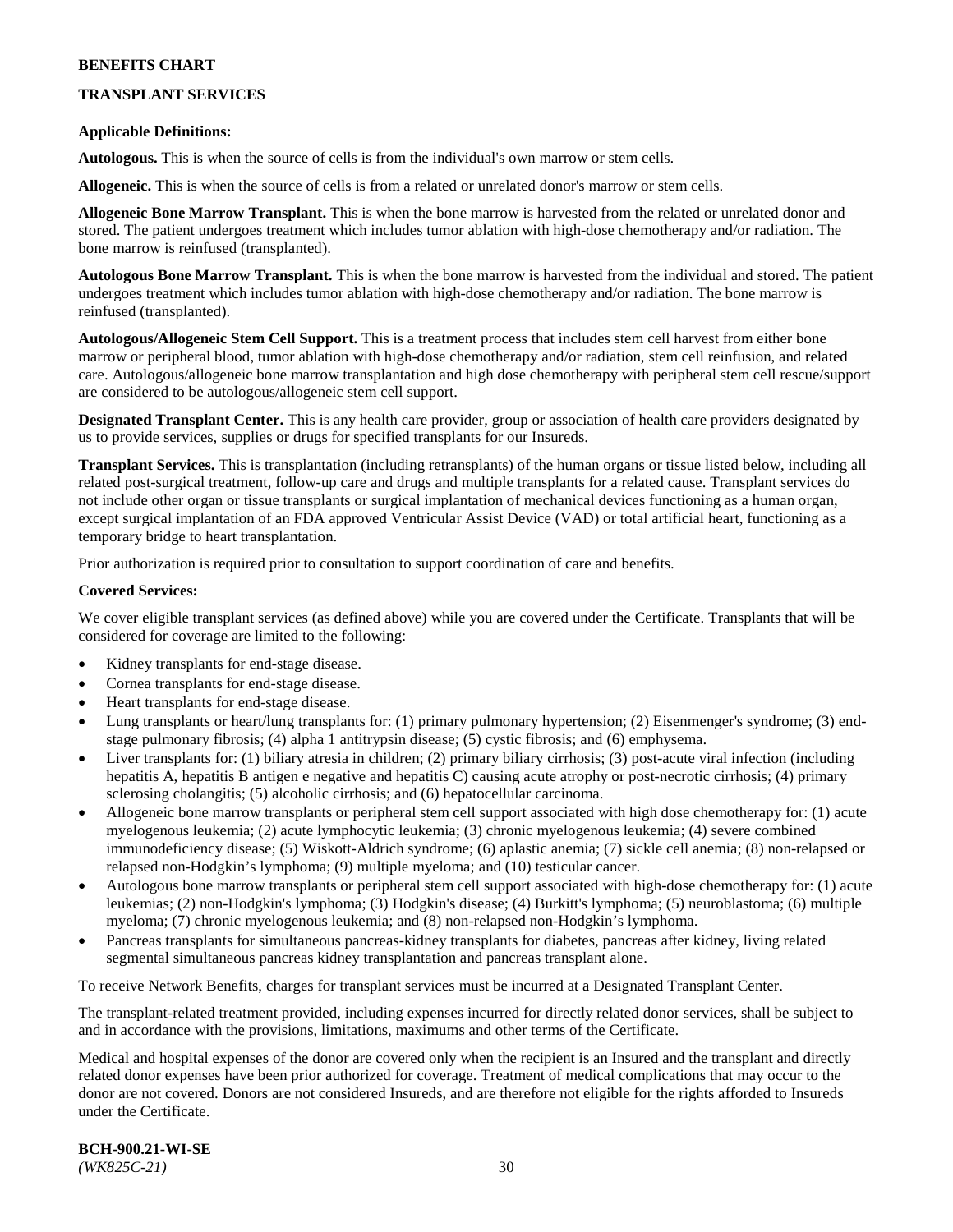## TRANSPLANT SERVICES

**Applicable Definitions:**

**Autologous.** This is when the source of cells is from the individual's own marrow or stem cells.

**Allogeneic.** This is when the source of cells is from a related or unrelated donor's marrow or stem cells.

**Allogeneic Bone Marrow Transplant.** This is when the bone marrow is harvested from the related or unrelated donor and stored. The patient undergoes treatment which includes tumor ablation with high-dose chemotherapy and/or radiation. The bone marrow is reinfused (transplanted).

**Autologous Bone Marrow Transplant.** This is when the bone marrow is harvested from the individual and stored. The patient undergoes treatment which includes tumor ablation with high-dose chemotherapy and/or radiation. The bone marrow is reinfused (transplanted).

**Autologous/Allogeneic Stem Cell Support.** This is a treatment process that includes stem cell harvest from either bone marrow or peripheral blood, tumor ablation with high-dose chemotherapy and/or radiation, stem cell reinfusion, and related care. Autologous/allogeneic bone marrow transplantation and high dose chemotherapy with peripheral stem cell rescue/support are considered to be autologous/allogeneic stem cell support.

**Designated Transplant Center.** This is any health care provider, group or association of health care providers designated by us to provide services, supplies or drugs for specified transplants for our Insureds.

**Transplant Services.** This is transplantation (including retransplants) of the human organs or tissue listed below, including all related post-surgical treatment, follow-up care and drugs and multiple transplants for a related cause. Transplant services do not include other organ or tissue transplants or surgical implantation of mechanical devices functioning as a human organ, except surgical implantation of an FDA approved Ventricular Assist Device (VAD) or total artificial heart, functioning as a temporary bridge to heart transplantation.

Prior authorization is required prior to consultation to support coordination of care and benefits.

**Covered Services:**

We cover eligible transplant services (as defined above) while you are covered under the Certificate. Transplants that will be considered for coverage are limited to the following:

- Kidney transplants for end-stage disease.
- Cornea transplants for end-stage disease.
- Heart transplants for end-stage disease.
- Lung transplants or heart/lung transplants for: (1) primary pulmonary hypertension; (2) Eisenmenger's syndrome; (3) end-stage pulmonary fibrosis; (4) alpha 1 antitrypsin disease; (5) cystic fibrosis; and (6) emphysema.
- Liver transplants for: (1) biliary atresia in children; (2) primary biliary cirrhosis; (3) post-acute viral infection (including hepatitis A, hepatitis B antigen e negative and hepatitis C) causing acute atrophy or post-necrotic cirrhosis; (4) primary sclerosing cholangitis; (5) alcoholic cirrhosis; and (6) hepatocellular carcinoma.
- Allogeneic bone marrow transplants or peripheral stem cell support associated with high dose chemotherapy for: (1) acute myelogenous leukemia; (2) acute lymphocytic leukemia; (3) chronic myelogenous leukemia; (4) severe combined immunodeficiency disease; (5) Wiskott-Aldrich syndrome; (6) aplastic anemia; (7) sickle cell anemia; (8) non-relapsed or relapsed non-Hodgkin's lymphoma; (9) multiple myeloma; and (10) testicular cancer.
- Autologous bone marrow transplants or peripheral stem cell support associated with high-dose chemotherapy for: (1) acute leukemias; (2) non-Hodgkin's lymphoma; (3) Hodgkin's disease; (4) Burkitt's lymphoma; (5) neuroblastoma; (6) multiple myeloma; (7) chronic myelogenous leukemia; and (8) non-relapsed non-Hodgkin's lymphoma.
- Pancreas transplants for simultaneous pancreas-kidney transplants for diabetes, pancreas after kidney, living related segmental simultaneous pancreas kidney transplantation and pancreas transplant alone.

To receive Network Benefits, charges for transplant services must be incurred at a Designated Transplant Center.

The transplant-related treatment provided, including expenses incurred for directly related donor services, shall be subject to and in accordance with the provisions, limitations, maximums and other terms of the Certificate.

Medical and hospital expenses of the donor are covered only when the recipient is an Insured and the transplant and directly related donor expenses have been prior authorized for coverage. Treatment of medical complications that may occur to the donor are not covered. Donors are not considered Insureds, and are therefore not eligible for the rights afforded to Insureds under the Certificate.

**BCH-900.21-WI-SE**
*(WK825C-21)*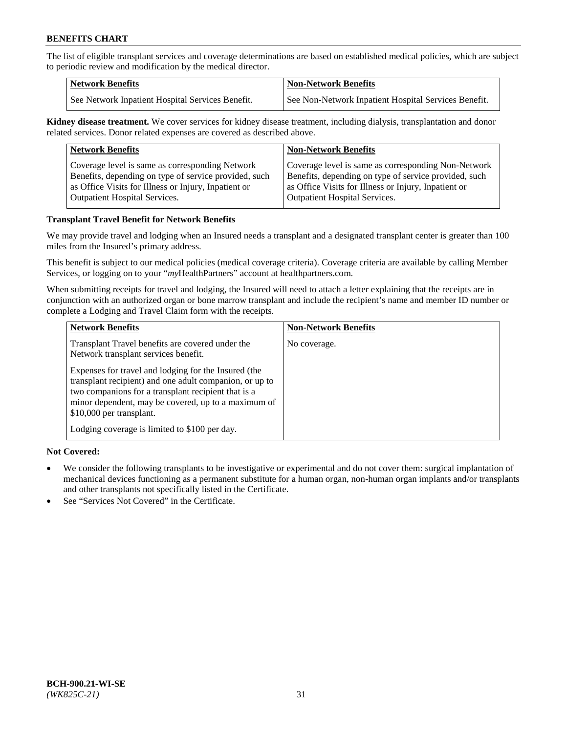The list of eligible transplant services and coverage determinations are based on established medical policies, which are subject to periodic review and modification by the medical director.

| Network Benefits | Non-Network Benefits |
|---|---|
| See Network Inpatient Hospital Services Benefit. | See Non-Network Inpatient Hospital Services Benefit. |

**Kidney disease treatment.** We cover services for kidney disease treatment, including dialysis, transplantation and donor related services. Donor related expenses are covered as described above.

| Network Benefits | Non-Network Benefits |
|---|---|
| Coverage level is same as corresponding Network Benefits, depending on type of service provided, such as Office Visits for Illness or Injury, Inpatient or Outpatient Hospital Services. | Coverage level is same as corresponding Non-Network Benefits, depending on type of service provided, such as Office Visits for Illness or Injury, Inpatient or Outpatient Hospital Services. |

**Transplant Travel Benefit for Network Benefits**

We may provide travel and lodging when an Insured needs a transplant and a designated transplant center is greater than 100 miles from the Insured's primary address.

This benefit is subject to our medical policies (medical coverage criteria). Coverage criteria are available by calling Member Services, or logging on to your "*my*HealthPartners" account at healthpartners.com.

When submitting receipts for travel and lodging, the Insured will need to attach a letter explaining that the receipts are in conjunction with an authorized organ or bone marrow transplant and include the recipient's name and member ID number or complete a Lodging and Travel Claim form with the receipts.

| Network Benefits | Non-Network Benefits |
|---|---|
| Transplant Travel benefits are covered under the Network transplant services benefit.<br><br>Expenses for travel and lodging for the Insured (the transplant recipient) and one adult companion, or up to two companions for a transplant recipient that is a minor dependent, may be covered, up to a maximum of $10,000 per transplant.<br><br>Lodging coverage is limited to $100 per day. | No coverage. |

**Not Covered:**

- We consider the following transplants to be investigative or experimental and do not cover them: surgical implantation of mechanical devices functioning as a permanent substitute for a human organ, non-human organ implants and/or transplants and other transplants not specifically listed in the Certificate.
- See "Services Not Covered" in the Certificate.

**BCH-900.21-WI-SE**
*(WK825C-21)*